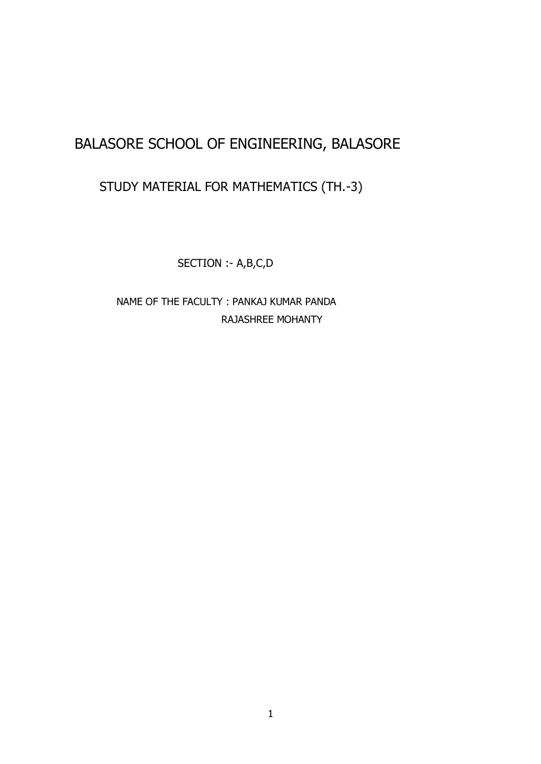# BALASORE SCHOOL OF ENGINEERING, BALASORE

## STUDY MATERIAL FOR MATHEMATICS (TH.-3)

SECTION :- A,B,C,D

NAME OF THE FACULTY : PANKAJ KUMAR PANDA
RAJASHREE MOHANTY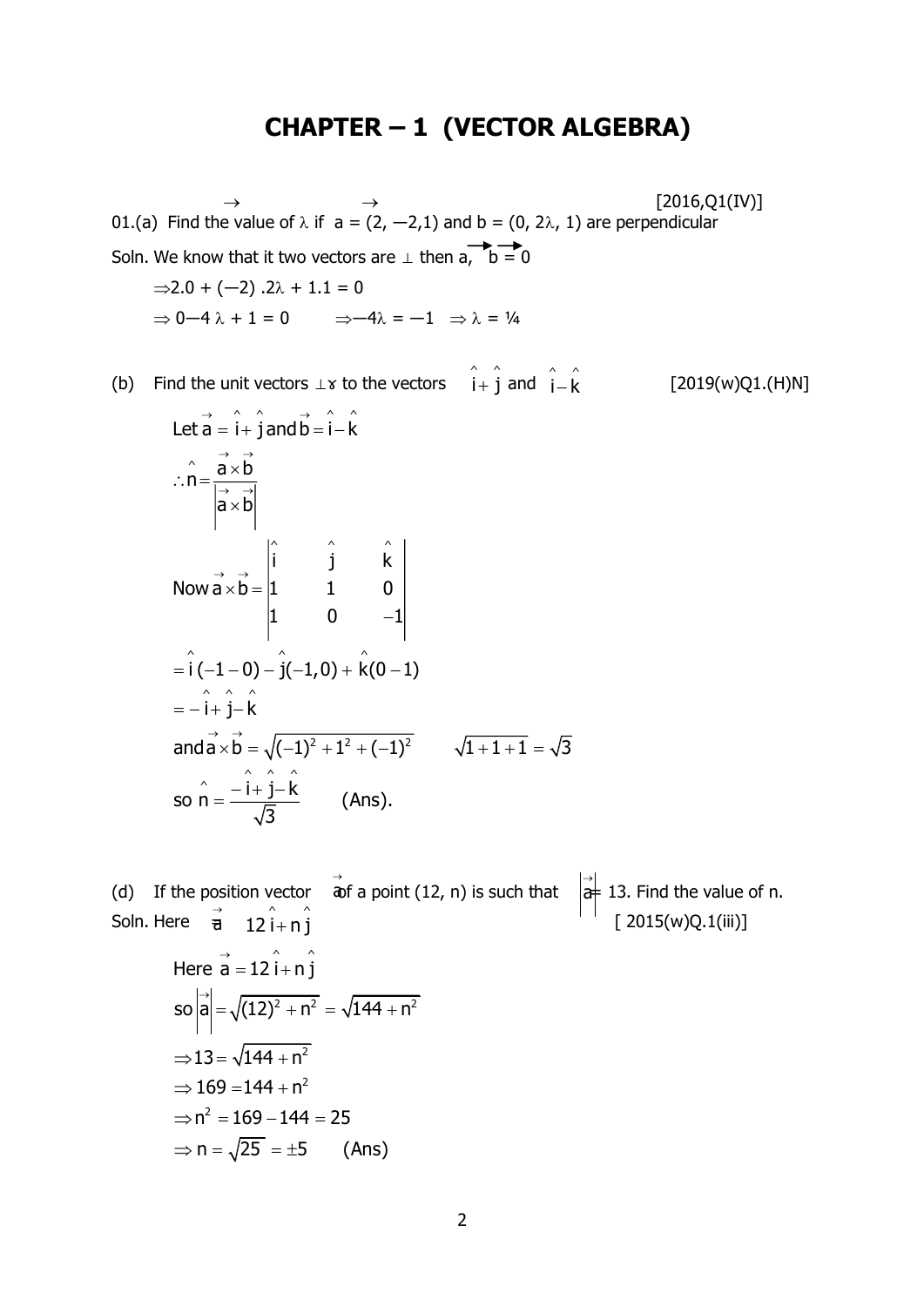# CHAPTER – 1 (VECTOR ALGEBRA)

01.(a) Find the value of $\lambda$ if $\vec{a} = (2, -2, 1)$ and $\vec{b} = (0, 2\lambda, 1)$ are perpendicular [2016,Q1(IV)]

Soln. We know that it two vectors are $\perp$ then $\vec{a} \cdot \vec{b} = 0$

$\Rightarrow 2.0 + (-2).2\lambda + 1.1 = 0$

$\Rightarrow 0 - 4\lambda + 1 = 0 \qquad \Rightarrow -4\lambda = -1 \quad \Rightarrow \lambda = 1/4$

(b) Find the unit vectors $\perp$r to the vectors $\hat{i} + \hat{j}$ and $\hat{i} - \hat{k}$ [2019(w)Q1.(H)N]

Let $\vec{a} = \hat{i} + \hat{j}$ and $\vec{b} = \hat{i} - \hat{k}$

$$\therefore \hat{n} = \frac{\vec{a} \times \vec{b}}{\left|\vec{a} \times \vec{b}\right|}$$

$$\text{Now } \vec{a} \times \vec{b} = \begin{vmatrix} \hat{i} & \hat{j} & \hat{k} \\ 1 & 1 & 0 \\ 1 & 0 & -1 \end{vmatrix}$$

$= \hat{i}(-1 - 0) - \hat{j}(-1, 0) + \hat{k}(0 - 1)$

$= -\hat{i} + \hat{j} - \hat{k}$

and $\vec{a} \times \vec{b} = \sqrt{(-1)^2 + 1^2 + (-1)^2} \qquad \sqrt{1 + 1 + 1} = \sqrt{3}$

so $\hat{n} = \dfrac{-\hat{i} + \hat{j} - \hat{k}}{\sqrt{3}}$ (Ans).

(d) If the position vector $\vec{a}$ of a point (12, n) is such that $\left|\vec{a}\right| = 13$. Find the value of n. [ 2015(w)Q.1(iii)]

Soln. Here $\vec{a} \quad 12\hat{i} + n\hat{j}$

Here $\vec{a} = 12\hat{i} + n\hat{j}$

so $\left|\vec{a}\right| = \sqrt{(12)^2 + n^2} = \sqrt{144 + n^2}$

$\Rightarrow 13 = \sqrt{144 + n^2}$

$\Rightarrow 169 = 144 + n^2$

$\Rightarrow n^2 = 169 - 144 = 25$

$\Rightarrow n = \sqrt{25} = \pm 5$ (Ans)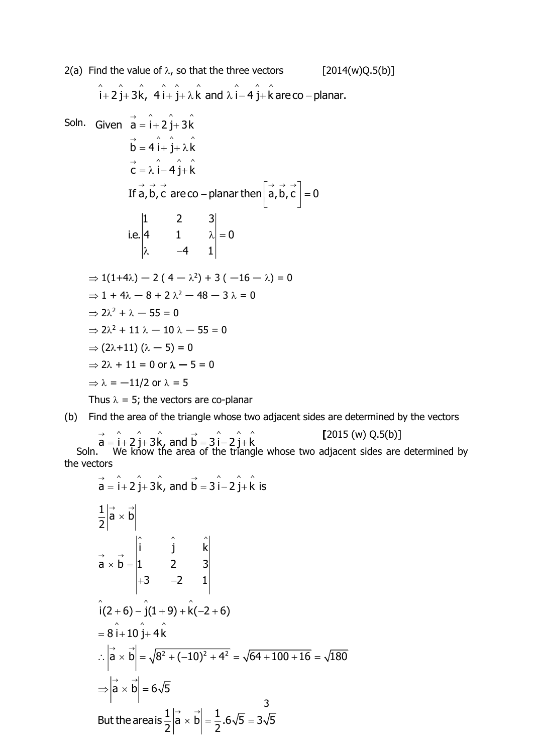2(a) Find the value of $\lambda$, so that the three vectors [2014(w)Q.5(b)]

$$\hat{i}+2\hat{j}+3\hat{k},\ 4\hat{i}+\hat{j}+\lambda\hat{k} \text{ and } \lambda\hat{i}-4\hat{j}+\hat{k} \text{ are co-planar.}$$

Soln. Given $\vec{a}=\hat{i}+2\hat{j}+3\hat{k}$

$\vec{b}=4\hat{i}+\hat{j}+\lambda\hat{k}$

$\vec{c}=\lambda\hat{i}-4\hat{j}+\hat{k}$

If $\vec{a},\vec{b},\vec{c}$ are co-planar then $\left[\vec{a},\vec{b},\vec{c}\right]=0$

$$\text{i.e.} \begin{vmatrix} 1 & 2 & 3 \\ 4 & 1 & \lambda \\ \lambda & -4 & 1 \end{vmatrix} = 0$$

$\Rightarrow 1(1+4\lambda) - 2(4-\lambda^2) + 3(-16-\lambda) = 0$

$\Rightarrow 1 + 4\lambda - 8 + 2\lambda^2 - 48 - 3\lambda = 0$

$\Rightarrow 2\lambda^2 + \lambda - 55 = 0$

$\Rightarrow 2\lambda^2 + 11\lambda - 10\lambda - 55 = 0$

$\Rightarrow (2\lambda+11)(\lambda-5) = 0$

$\Rightarrow 2\lambda + 11 = 0$ or $\lambda - 5 = 0$

$\Rightarrow \lambda = -11/2$ or $\lambda = 5$

Thus $\lambda = 5$; the vectors are co-planar

(b) Find the area of the triangle whose two adjacent sides are determined by the vectors

$\vec{a}=\hat{i}+2\hat{j}+3\hat{k}$, and $\vec{b}=3\hat{i}-2\hat{j}+\hat{k}$ [2015 (w) Q.5(b)]

Soln. We know the area of the triangle whose two adjacent sides are determined by the vectors

$\vec{a}=\hat{i}+2\hat{j}+3\hat{k}$, and $\vec{b}=3\hat{i}-2\hat{j}+\hat{k}$ is

$$\frac{1}{2}\left|\vec{a}\times\vec{b}\right|$$

$$\vec{a}\times\vec{b} = \begin{vmatrix} \hat{i} & \hat{j} & \hat{k} \\ 1 & 2 & 3 \\ +3 & -2 & 1 \end{vmatrix}$$

$\hat{i}(2+6)-\hat{j}(1+9)+\hat{k}(-2+6)$

$= 8\hat{i}+10\hat{j}+4\hat{k}$

$\therefore \left|\vec{a}\times\vec{b}\right| = \sqrt{8^2+(-10)^2+4^2} = \sqrt{64+100+16} = \sqrt{180}$

$\Rightarrow \left|\vec{a}\times\vec{b}\right| = 6\sqrt{5}$

But the area is $\frac{1}{2}\left|\vec{a}\times\vec{b}\right| = \frac{1}{2}.6\sqrt{5} = 3\sqrt{5}$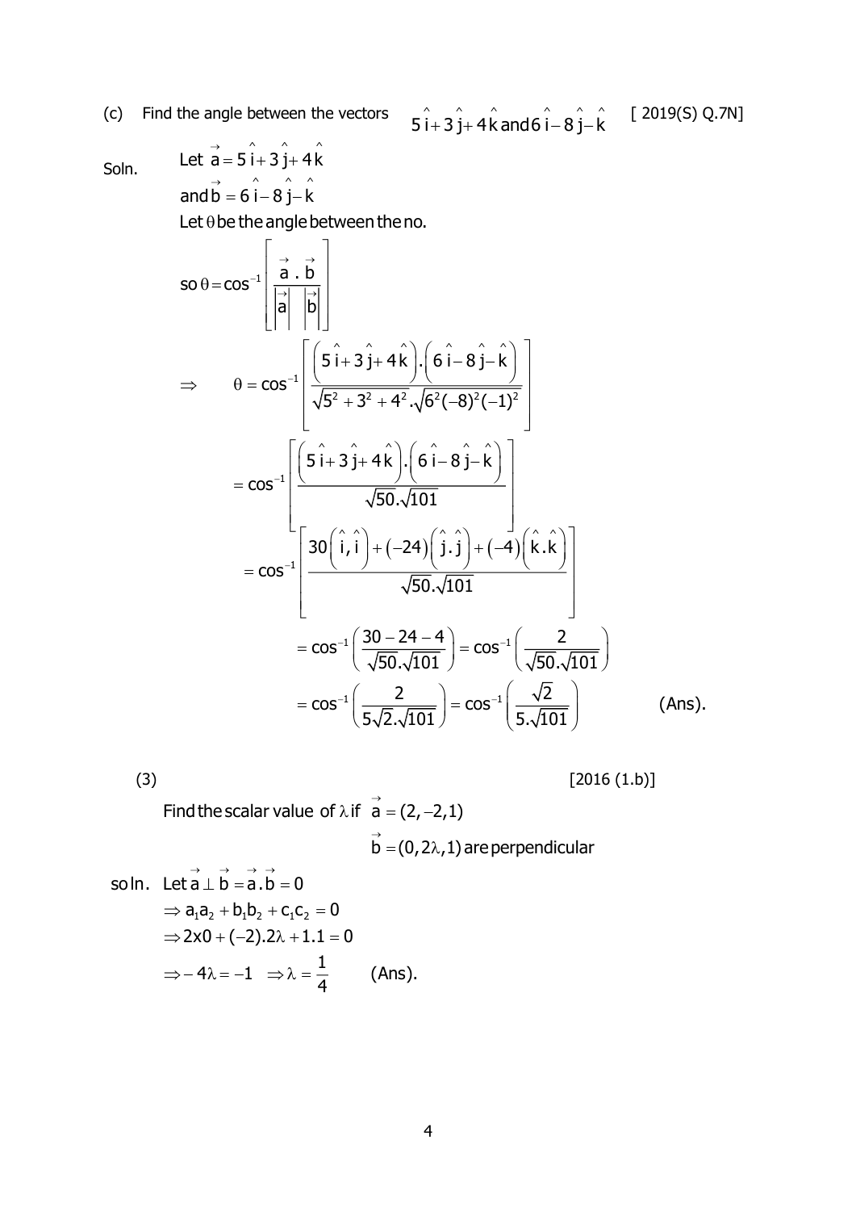(c) Find the angle between the vectors $5\hat{i}+3\hat{j}+4\hat{k}$ and $6\hat{i}-8\hat{j}-\hat{k}$ [ 2019(S) Q.7N]

Soln. Let $\vec{a}=5\hat{i}+3\hat{j}+4\hat{k}$

and $\vec{b}=6\hat{i}-8\hat{j}-\hat{k}$

Let $\theta$ be the angle between the no.

$$\text{so } \theta=\cos^{-1}\left[\frac{\vec{a}\,.\,\vec{b}}{|\vec{a}|\;|\vec{b}|}\right]$$

$$\Rightarrow \quad \theta=\cos^{-1}\left[\frac{\left(5\hat{i}+3\hat{j}+4\hat{k}\right).\left(6\hat{i}-8\hat{j}-\hat{k}\right)}{\sqrt{5^2+3^2+4^2}.\sqrt{6^2(-8)^2(-1)^2}}\right]$$

$$=\cos^{-1}\left[\frac{\left(5\hat{i}+3\hat{j}+4\hat{k}\right).\left(6\hat{i}-8\hat{j}-\hat{k}\right)}{\sqrt{50}.\sqrt{101}}\right]$$

$$=\cos^{-1}\left[\frac{30\left(\hat{i},\hat{i}\right)+(-24)\left(\hat{j}.\hat{j}\right)+(-4)\left(\hat{k}.\hat{k}\right)}{\sqrt{50}.\sqrt{101}}\right]$$

$$=\cos^{-1}\left(\frac{30-24-4}{\sqrt{50}.\sqrt{101}}\right)=\cos^{-1}\left(\frac{2}{\sqrt{50}.\sqrt{101}}\right)$$

$$=\cos^{-1}\left(\frac{2}{5\sqrt{2}.\sqrt{101}}\right)=\cos^{-1}\left(\frac{\sqrt{2}}{5.\sqrt{101}}\right) \quad \text{(Ans).}$$

(3) [2016 (1.b)]

Find the scalar value of $\lambda$ if $\vec{a}=(2,-2,1)$

$\vec{b}=(0,2\lambda,1)$ are perpendicular

soln. Let $\vec{a}\perp\vec{b}=\vec{a}.\vec{b}=0$

$\Rightarrow a_1a_2+b_1b_2+c_1c_2=0$

$\Rightarrow 2x0+(-2).2\lambda+1.1=0$

$\Rightarrow -4\lambda=-1 \quad \Rightarrow \lambda=\dfrac{1}{4}$ (Ans).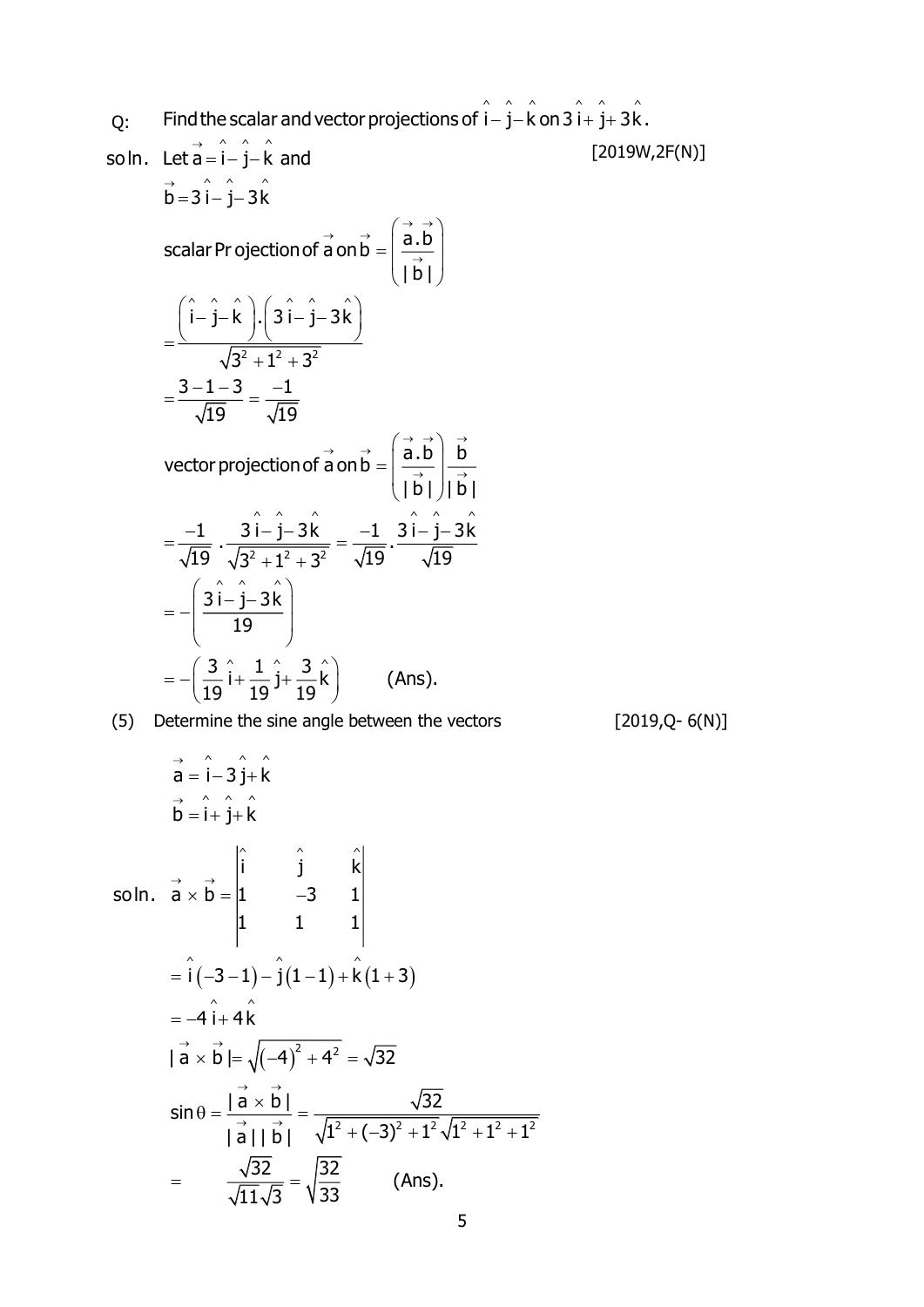Q: Find the scalar and vector projections of $\hat{i}-\hat{j}-\hat{k}$ on $3\hat{i}+\hat{j}+3\hat{k}$.

[2019W,2F(N)]

soln. Let $\vec{a}=\hat{i}-\hat{j}-\hat{k}$ and

$\vec{b}=3\hat{i}-\hat{j}-3\hat{k}$

scalar Projection of $\vec{a}$ on $\vec{b}=\left(\frac{\vec{a}.\vec{b}}{|\vec{b}|}\right)$

$$=\frac{\left(\hat{i}-\hat{j}-\hat{k}\right).\left(3\hat{i}-\hat{j}-3\hat{k}\right)}{\sqrt{3^2+1^2+3^2}}$$

$$=\frac{3-1-3}{\sqrt{19}}=\frac{-1}{\sqrt{19}}$$

vector projection of $\vec{a}$ on $\vec{b}=\left(\frac{\vec{a}.\vec{b}}{|\vec{b}|}\right)\frac{\vec{b}}{|\vec{b}|}$

$$=\frac{-1}{\sqrt{19}}\cdot\frac{3\hat{i}-\hat{j}-3\hat{k}}{\sqrt{3^2+1^2+3^2}}=\frac{-1}{\sqrt{19}}\cdot\frac{3\hat{i}-\hat{j}-3\hat{k}}{\sqrt{19}}$$

$$=-\left(\frac{3\hat{i}-\hat{j}-3\hat{k}}{19}\right)$$

$$=-\left(\frac{3}{19}\hat{i}+\frac{1}{19}\hat{j}+\frac{3}{19}\hat{k}\right) \qquad \text{(Ans).}$$

(5) Determine the sine angle between the vectors [2019,Q- 6(N)]

$\vec{a}=\hat{i}-3\hat{j}+\hat{k}$

$\vec{b}=\hat{i}+\hat{j}+\hat{k}$

soln. 
$$\vec{a}\times\vec{b}=\begin{vmatrix}\hat{i} & \hat{j} & \hat{k}\\ 1 & -3 & 1\\ 1 & 1 & 1\end{vmatrix}$$

$$=\hat{i}\left(-3-1\right)-\hat{j}\left(1-1\right)+\hat{k}\left(1+3\right)$$

$$=-4\hat{i}+4\hat{k}$$

$$|\vec{a}\times\vec{b}|=\sqrt{\left(-4\right)^2+4^2}=\sqrt{32}$$

$$\sin\theta=\frac{|\vec{a}\times\vec{b}|}{|\vec{a}||\vec{b}|}=\frac{\sqrt{32}}{\sqrt{1^2+(-3)^2+1^2}\sqrt{1^2+1^2+1^2}}$$

$$=\frac{\sqrt{32}}{\sqrt{11}\sqrt{3}}=\sqrt{\frac{32}{33}} \qquad \text{(Ans).}$$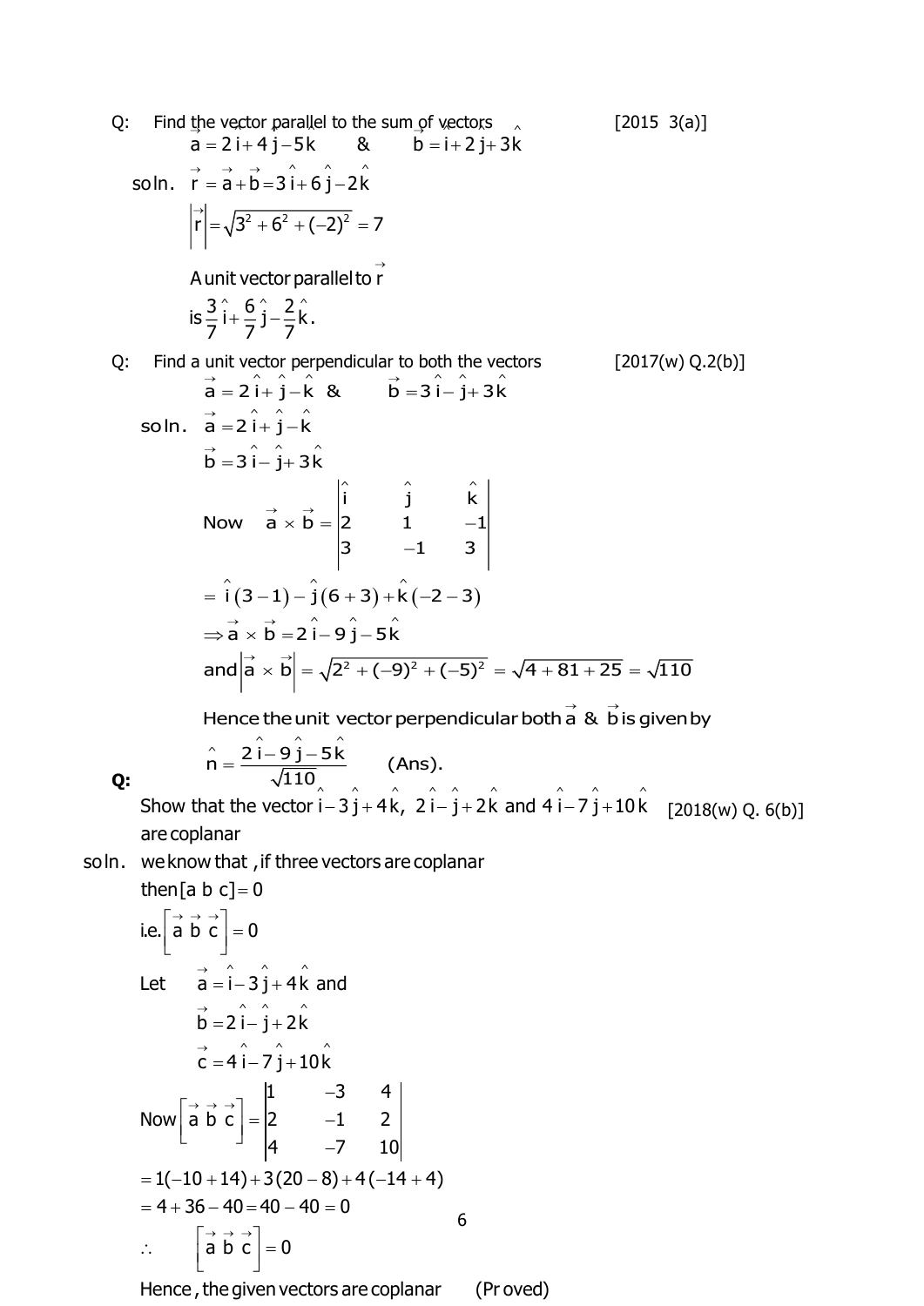Q: Find the vector parallel to the sum of vectors [2015 3(a)]

$$\vec{a} = 2\hat{i} + 4\hat{j} - 5\hat{k} \quad \& \quad \vec{b} = \hat{i} + 2\hat{j} + 3\hat{k}$$

soln. $\vec{r} = \vec{a} + \vec{b} = 3\hat{i} + 6\hat{j} - 2\hat{k}$

$$\left|\vec{r}\right| = \sqrt{3^2 + 6^2 + (-2)^2} = 7$$

A unit vector parallel to $\vec{r}$

is $\frac{3}{7}\hat{i} + \frac{6}{7}\hat{j} - \frac{2}{7}\hat{k}$.

Q: Find a unit vector perpendicular to both the vectors [2017(w) Q.2(b)]

$$\vec{a} = 2\hat{i} + \hat{j} - \hat{k} \quad \& \quad \vec{b} = 3\hat{i} - \hat{j} + 3\hat{k}$$

soln. $\vec{a} = 2\hat{i} + \hat{j} - \hat{k}$

$\vec{b} = 3\hat{i} - \hat{j} + 3\hat{k}$

Now $\vec{a} \times \vec{b} = \begin{vmatrix} \hat{i} & \hat{j} & \hat{k} \\ 2 & 1 & -1 \\ 3 & -1 & 3 \end{vmatrix}$

$= \hat{i}(3-1) - \hat{j}(6+3) + \hat{k}(-2-3)$

$\Rightarrow \vec{a} \times \vec{b} = 2\hat{i} - 9\hat{j} - 5\hat{k}$

and $\left|\vec{a} \times \vec{b}\right| = \sqrt{2^2 + (-9)^2 + (-5)^2} = \sqrt{4 + 81 + 25} = \sqrt{110}$

Hence the unit vector perpendicular both $\vec{a}$ & $\vec{b}$ is given by

$$\hat{n} = \frac{2\hat{i} - 9\hat{j} - 5\hat{k}}{\sqrt{110}} \quad \text{(Ans).}$$

**Q:** Show that the vector $\hat{i} - 3\hat{j} + 4\hat{k}$, $2\hat{i} - \hat{j} + 2\hat{k}$ and $4\hat{i} - 7\hat{j} + 10\hat{k}$ are coplanar [2018(w) Q. 6(b)]

soln. we know that, if three vectors are coplanar

then $[a\ b\ c] = 0$

i.e. $\left[\vec{a}\ \vec{b}\ \vec{c}\right] = 0$

Let $\vec{a} = \hat{i} - 3\hat{j} + 4\hat{k}$ and

$\vec{b} = 2\hat{i} - \hat{j} + 2\hat{k}$

$\vec{c} = 4\hat{i} - 7\hat{j} + 10\hat{k}$

Now $\left[\vec{a}\ \vec{b}\ \vec{c}\right] = \begin{vmatrix} 1 & -3 & 4 \\ 2 & -1 & 2 \\ 4 & -7 & 10 \end{vmatrix}$

$= 1(-10 + 14) + 3(20 - 8) + 4(-14 + 4)$

$= 4 + 36 - 40 = 40 - 40 = 0$

$\therefore \quad \left[\vec{a}\ \vec{b}\ \vec{c}\right] = 0$

Hence, the given vectors are coplanar (Proved)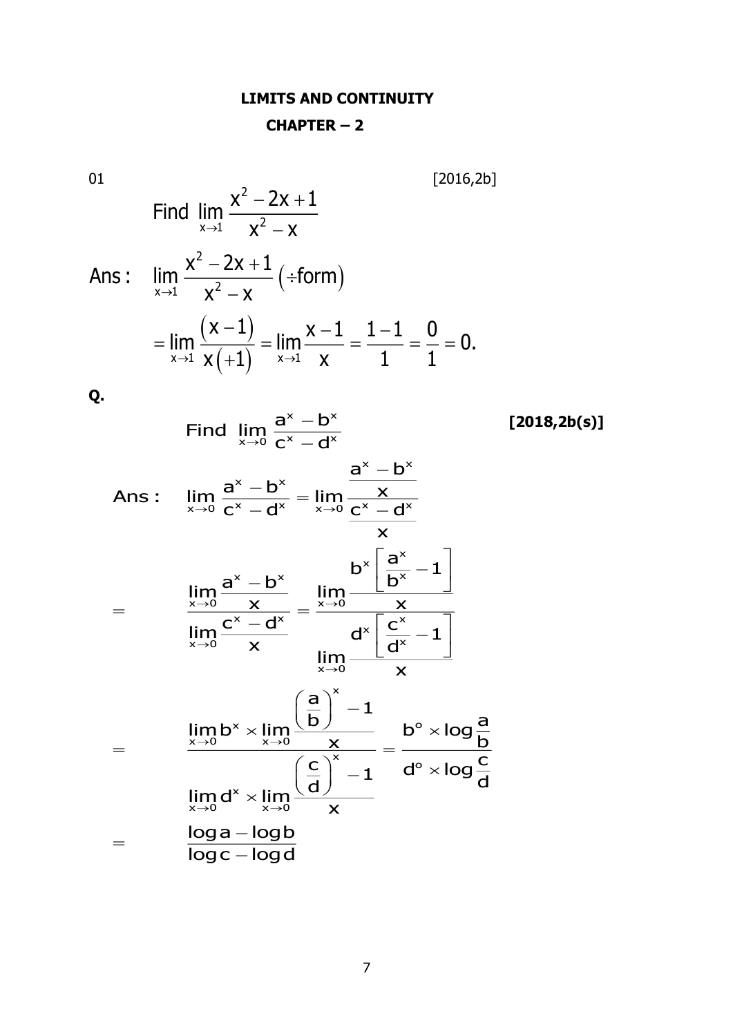**LIMITS AND CONTINUITY**

**CHAPTER – 2**

01 [2016,2b]

$$\text{Find } \lim_{x\to 1} \frac{x^2-2x+1}{x^2-x}$$

Ans: $$\lim_{x\to 1} \frac{x^2-2x+1}{x^2-x} \left(\div \text{form}\right)$$

$$= \lim_{x\to 1} \frac{\left(x-1\right)}{x\left(+1\right)} = \lim_{x\to 1} \frac{x-1}{x} = \frac{1-1}{1} = \frac{0}{1} = 0.$$

**Q.**

$$\text{Find } \lim_{x\to 0} \frac{a^x - b^x}{c^x - d^x}$$ **[2018,2b(s)]**

Ans: $$\lim_{x\to 0} \frac{a^x - b^x}{c^x - d^x} = \lim_{x\to 0} \frac{\frac{a^x - b^x}{x}}{\frac{c^x - d^x}{x}}$$

$$= \frac{\lim_{x\to 0} \frac{a^x - b^x}{x}}{\lim_{x\to 0} \frac{c^x - d^x}{x}} = \frac{\lim_{x\to 0} \frac{b^x\left[\frac{a^x}{b^x} - 1\right]}{x}}{\lim_{x\to 0} \frac{d^x\left[\frac{c^x}{d^x} - 1\right]}{x}}$$

$$= \frac{\lim_{x\to 0} b^x \times \lim_{x\to 0} \frac{\left(\frac{a}{b}\right)^x - 1}{x}}{\lim_{x\to 0} d^x \times \lim_{x\to 0} \frac{\left(\frac{c}{d}\right)^x - 1}{x}} = \frac{b^o \times \log\frac{a}{b}}{d^o \times \log\frac{c}{d}}$$

$$= \frac{\log a - \log b}{\log c - \log d}$$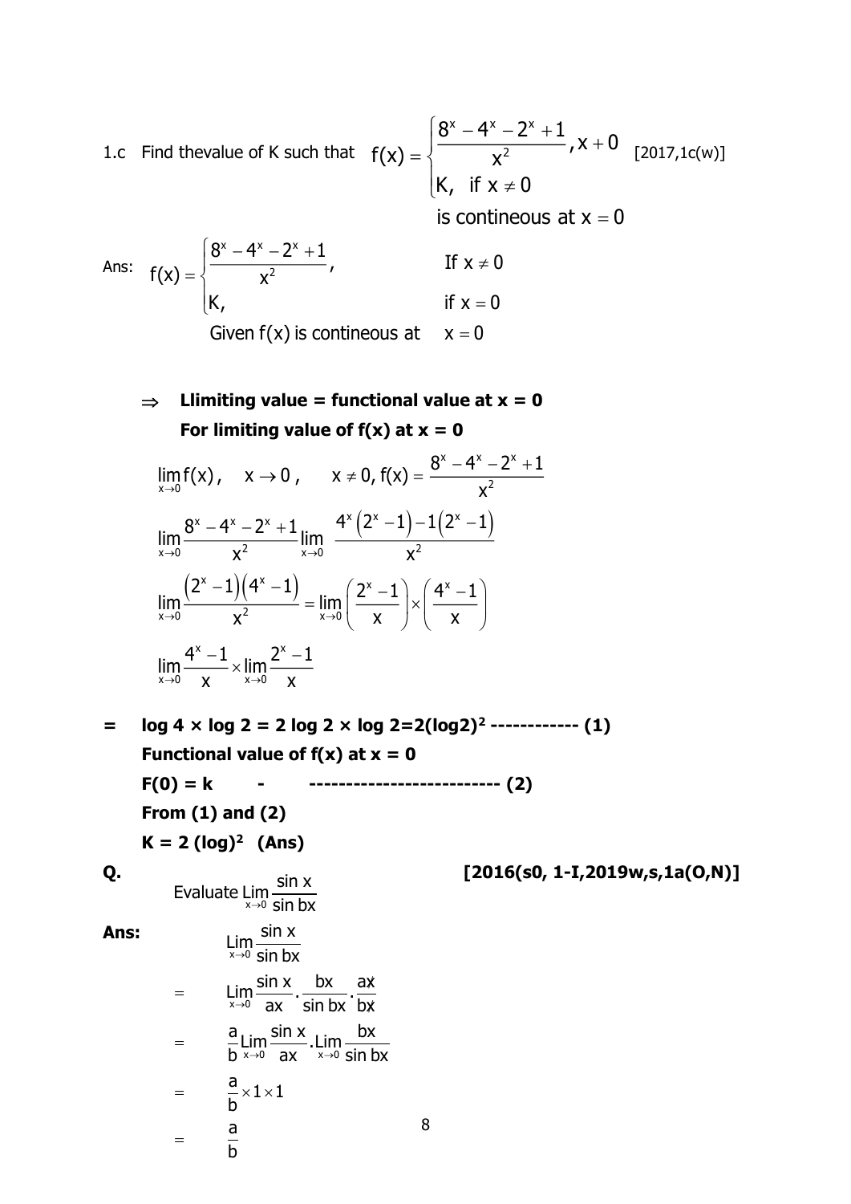1.c Find thevalue of K such that $f(x)=\begin{cases}\dfrac{8^x-4^x-2^x+1}{x^2}, x+0\\ K,\ \text{if } x\neq 0\end{cases}$ [2017,1c(w)]

is contineous at $x=0$

Ans: $f(x)=\begin{cases}\dfrac{8^x-4^x-2^x+1}{x^2}, & \text{If } x\neq 0\\ K, & \text{if } x=0\end{cases}$

Given $f(x)$ is contineous at $x=0$

$\Rightarrow$ **Llimiting value = functional value at x = 0**

**For limiting value of f(x) at x = 0**

$$\lim_{x\to 0} f(x),\quad x\to 0,\quad x\neq 0, f(x)=\frac{8^x-4^x-2^x+1}{x^2}$$

$$\lim_{x\to 0}\frac{8^x-4^x-2^x+1}{x^2}\lim_{x\to 0}\ \frac{4^x\left(2^x-1\right)-1\left(2^x-1\right)}{x^2}$$

$$\lim_{x\to 0}\frac{\left(2^x-1\right)\left(4^x-1\right)}{x^2}=\lim_{x\to 0}\left(\frac{2^x-1}{x}\right)\times\left(\frac{4^x-1}{x}\right)$$

$$\lim_{x\to 0}\frac{4^x-1}{x}\times\lim_{x\to 0}\frac{2^x-1}{x}$$

**= log 4 × log 2 = 2 log 2 × log 2=2(log2)$^2$ ------------ (1)**

**Functional value of f(x) at x = 0**

**F(0) = k - -------------------------- (2)**

**From (1) and (2)**

**K = 2 (log)$^2$ (Ans)**

**Q.** Evaluate $\lim_{x\to 0}\dfrac{\sin x}{\sin bx}$ **[2016(s0, 1-I,2019w,s,1a(O,N)]**

**Ans:**

$$\lim_{x\to 0}\frac{\sin x}{\sin bx}$$

$$=\lim_{x\to 0}\frac{\sin x}{ax}\cdot\frac{bx}{\sin bx}\cdot\frac{a\cancel{x}}{b\cancel{x}}$$

$$=\frac{a}{b}\lim_{x\to 0}\frac{\sin x}{ax}\cdot\lim_{x\to 0}\frac{bx}{\sin bx}$$

$$=\frac{a}{b}\times 1\times 1$$

$$=\frac{a}{b}$$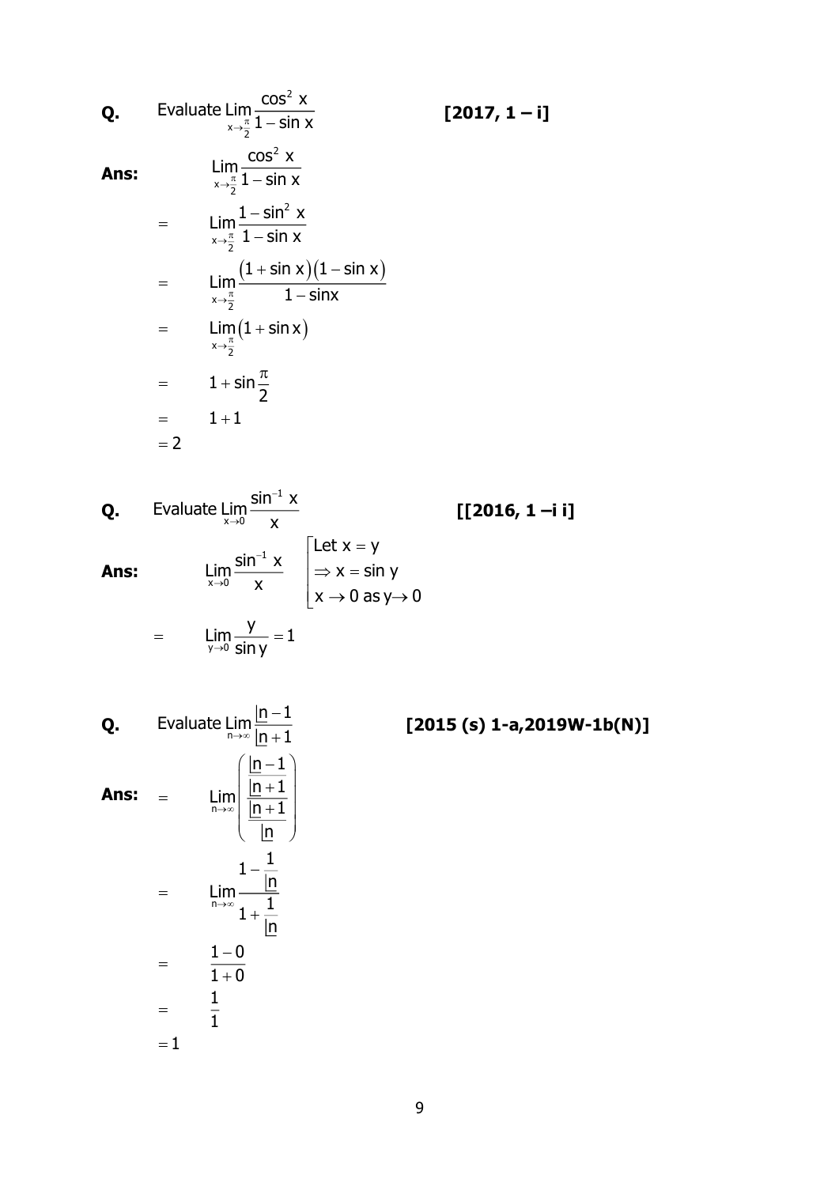**Q.** Evaluate $\lim\limits_{x \to \frac{\pi}{2}} \dfrac{\cos^2 x}{1 - \sin x}$ **[2017, 1 – i]**

**Ans:**

$$\lim_{x \to \frac{\pi}{2}} \frac{\cos^2 x}{1 - \sin x}$$

$$= \lim_{x \to \frac{\pi}{2}} \frac{1 - \sin^2 x}{1 - \sin x}$$

$$= \lim_{x \to \frac{\pi}{2}} \frac{(1 + \sin x)(1 - \sin x)}{1 - \sin x}$$

$$= \lim_{x \to \frac{\pi}{2}} (1 + \sin x)$$

$$= 1 + \sin\frac{\pi}{2}$$

$$= 1 + 1$$

$$= 2$$

**Q.** Evaluate $\lim\limits_{x \to 0} \dfrac{\sin^{-1} x}{x}$ **[[2016, 1 –i i]**

**Ans:**

$$\lim_{x \to 0} \frac{\sin^{-1} x}{x} \quad \left[\begin{array}{l} \text{Let } x = y \\ \Rightarrow x = \sin y \\ x \to 0 \text{ as } y \to 0 \end{array}\right.$$

$$= \lim_{y \to 0} \frac{y}{\sin y} = 1$$

**Q.** Evaluate $\lim\limits_{n \to \infty} \dfrac{\underline{|n} - 1}{\underline{|n} + 1}$ **[2015 (s) 1-a,2019W-1b(N)]**

**Ans:**

$$= \lim_{n \to \infty} \left( \frac{\dfrac{\underline{|n} - 1}{\underline{|n} + 1}}{\dfrac{\underline{|n} + 1}{\underline{|n}}} \right)$$

$$= \lim_{n \to \infty} \frac{1 - \dfrac{1}{\underline{|n}}}{1 + \dfrac{1}{\underline{|n}}}$$

$$= \frac{1 - 0}{1 + 0}$$

$$= \frac{1}{1}$$

$$= 1$$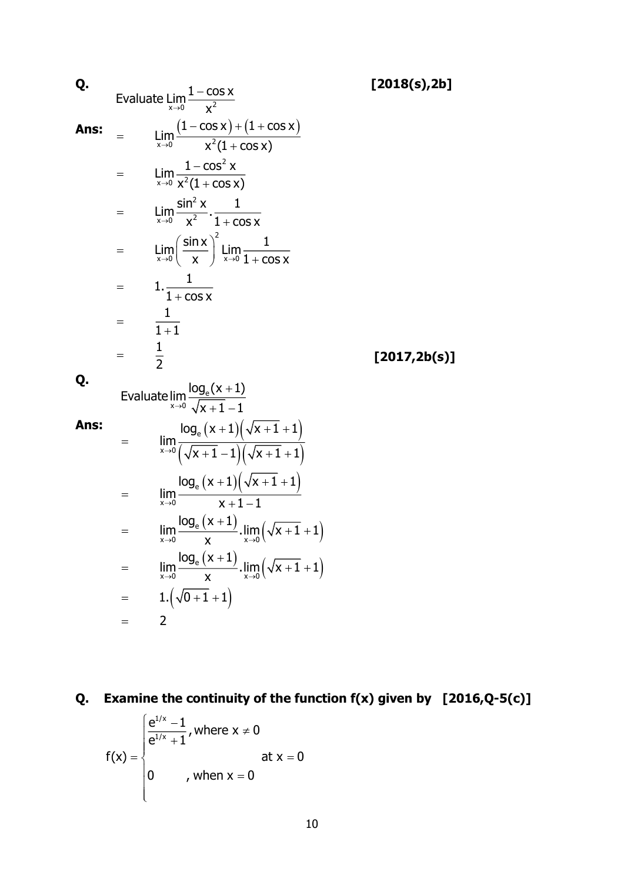**Q.** Evaluate $\lim\limits_{x\to 0}\frac{1-\cos x}{x^2}$ **[2018(s),2b]**

**Ans:**

$$= \lim_{x\to 0}\frac{(1-\cos x)+(1+\cos x)}{x^2(1+\cos x)}$$

$$= \lim_{x\to 0}\frac{1-\cos^2 x}{x^2(1+\cos x)}$$

$$= \lim_{x\to 0}\frac{\sin^2 x}{x^2}.\frac{1}{1+\cos x}$$

$$= \lim_{x\to 0}\left(\frac{\sin x}{x}\right)^2 \lim_{x\to 0}\frac{1}{1+\cos x}$$

$$= 1.\frac{1}{1+\cos x}$$

$$= \frac{1}{1+1}$$

$$= \frac{1}{2}$$

**[2017,2b(s)]**

**Q.** Evaluate $\lim\limits_{x\to 0}\frac{\log_e(x+1)}{\sqrt{x+1}-1}$

**Ans:**

$$= \lim_{x\to 0}\frac{\log_e(x+1)\left(\sqrt{x+1}+1\right)}{\left(\sqrt{x+1}-1\right)\left(\sqrt{x+1}+1\right)}$$

$$= \lim_{x\to 0}\frac{\log_e(x+1)\left(\sqrt{x+1}+1\right)}{x+1-1}$$

$$= \lim_{x\to 0}\frac{\log_e(x+1)}{x}.\lim_{x\to 0}\left(\sqrt{x+1}+1\right)$$

$$= \lim_{x\to 0}\frac{\log_e(x+1)}{x}.\lim_{x\to 0}\left(\sqrt{x+1}+1\right)$$

$$= 1.\left(\sqrt{0+1}+1\right)$$

$$= 2$$

**Q. Examine the continuity of the function f(x) given by [2016,Q-5(c)]**

$$f(x)=\begin{cases}\dfrac{e^{1/x}-1}{e^{1/x}+1}, \text{where } x\neq 0 \\ & \text{at } x=0 \\ 0 \qquad , \text{when } x=0\end{cases}$$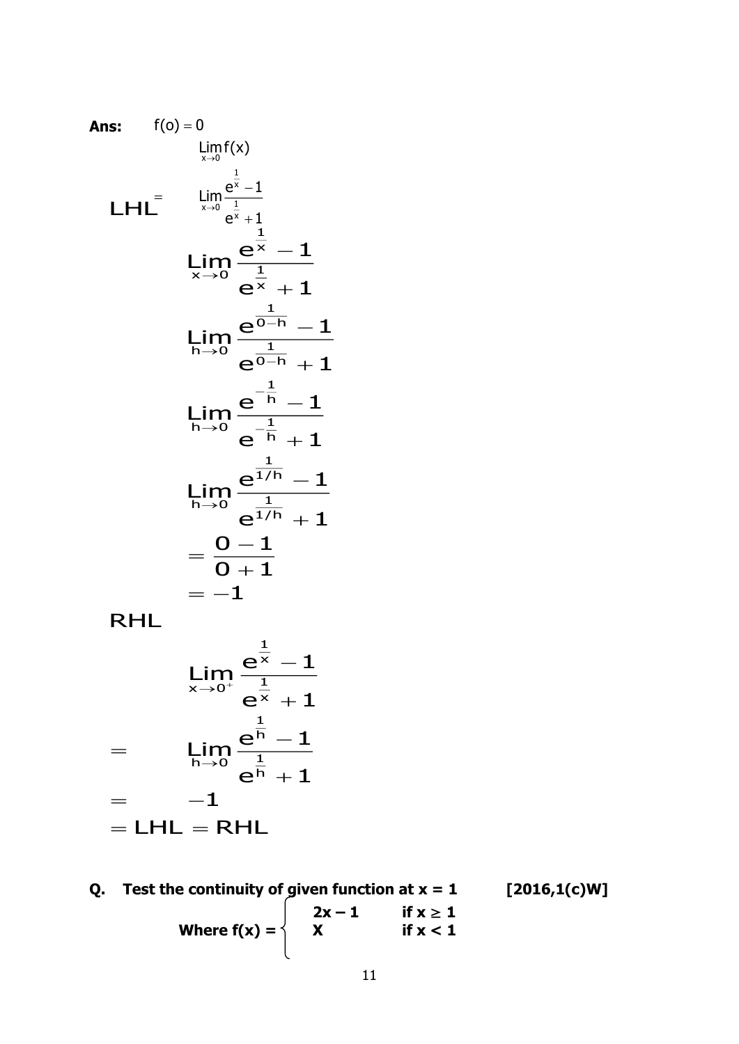**Ans:** $f(o) = 0$

$$\lim_{x \to 0} f(x)$$

LHL $= \lim_{x \to 0} \frac{e^{\frac{1}{x}} - 1}{e^{\frac{1}{x}} + 1}$

$$\lim_{x \to 0} \frac{e^{\frac{1}{x}} - 1}{e^{\frac{1}{x}} + 1}$$

$$\lim_{h \to 0} \frac{e^{\frac{1}{0-h}} - 1}{e^{\frac{1}{0-h}} + 1}$$

$$\lim_{h \to 0} \frac{e^{-\frac{1}{h}} - 1}{e^{-\frac{1}{h}} + 1}$$

$$\lim_{h \to 0} \frac{e^{\frac{1}{1/h}} - 1}{e^{\frac{1}{1/h}} + 1}$$

$$= \frac{0 - 1}{0 + 1}$$

$$= -1$$

RHL

$$\lim_{x \to 0^+} \frac{e^{\frac{1}{x}} - 1}{e^{\frac{1}{x}} + 1}$$

$$= \lim_{h \to 0} \frac{e^{\frac{1}{h}} - 1}{e^{\frac{1}{h}} + 1}$$

$$= -1$$

$$= \text{LHL} = \text{RHL}$$

**Q. Test the continuity of given function at x = 1** **[2016,1(c)W]**

$$\textbf{Where } f(x) = \begin{cases} 2x - 1 & \text{if } x \geq 1 \\ X & \text{if } x < 1 \end{cases}$$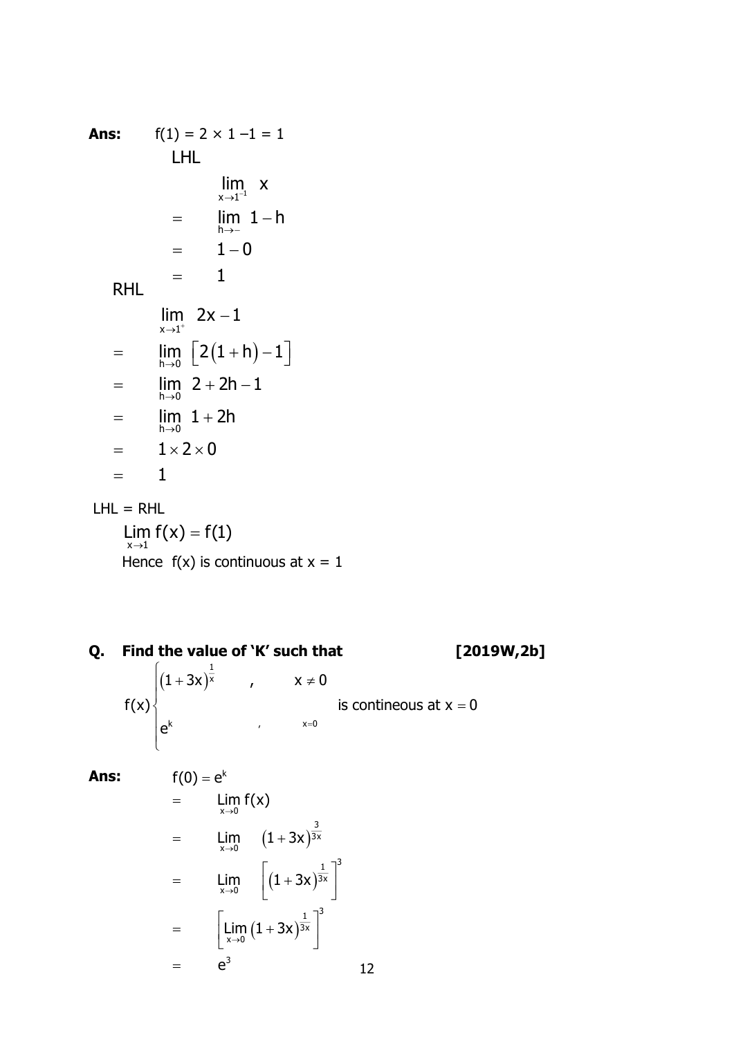**Ans:** $f(1) = 2 \times 1 - 1 = 1$

LHL

$$\lim_{x \to 1^{-1}} x$$
$$= \lim_{h \to -} 1 - h$$
$$= 1 - 0$$
$$= 1$$

RHL

$$\lim_{x \to 1^{+}} 2x - 1$$
$$= \lim_{h \to 0} \left[2(1+h) - 1\right]$$
$$= \lim_{h \to 0} 2 + 2h - 1$$
$$= \lim_{h \to 0} 1 + 2h$$
$$= 1 \times 2 \times 0$$
$$= 1$$

LHL = RHL

$$\lim_{x \to 1} f(x) = f(1)$$

Hence $f(x)$ is continuous at $x = 1$

**Q. Find the value of 'K' such that** **[2019W,2b]**

$$f(x)\begin{cases} (1+3x)^{\frac{1}{x}} & , \quad x \neq 0 \\ e^{k} & , \quad x=0 \end{cases} \text{ is contineous at } x = 0$$

**Ans:** $f(0) = e^{k}$

$$= \lim_{x \to 0} f(x)$$
$$= \lim_{x \to 0} (1+3x)^{\frac{3}{3x}}$$
$$= \lim_{x \to 0} \left[(1+3x)^{\frac{1}{3x}}\right]^{3}$$
$$= \left[\lim_{x \to 0} (1+3x)^{\frac{1}{3x}}\right]^{3}$$
$$= e^{3}$$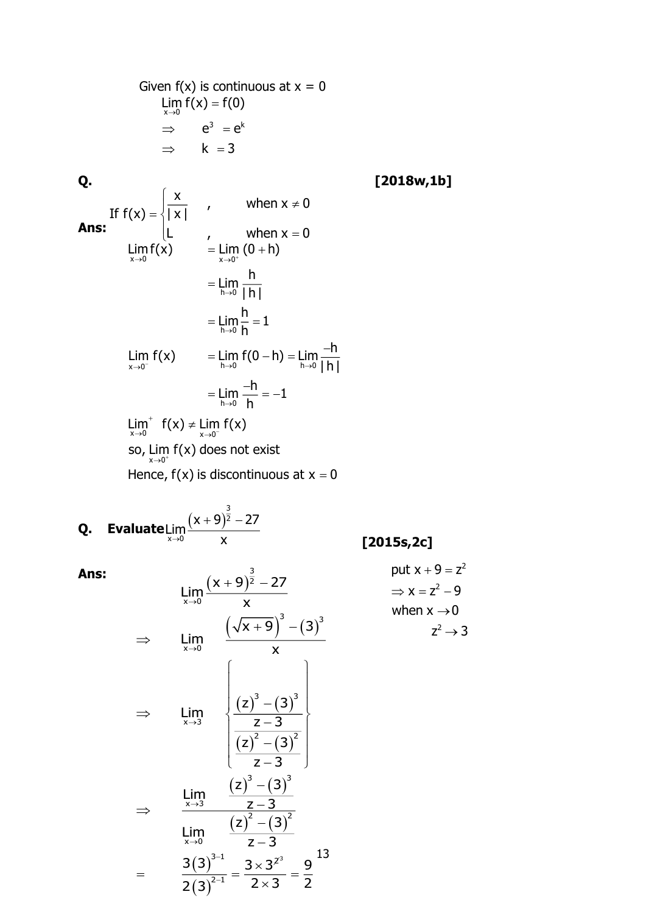Given f(x) is continuous at x = 0

$$\lim_{x\to 0} f(x) = f(0)$$

$$\Rightarrow \quad e^3 = e^k$$

$$\Rightarrow \quad k = 3$$

**Q.** **[2018w,1b]**

If $f(x) = \begin{cases} \dfrac{x}{|x|} & , \quad \text{when } x \neq 0 \\ L & , \quad \text{when } x = 0 \end{cases}$

**Ans:**

$$\lim_{x\to 0} f(x) = \lim_{x\to 0^+} (0+h)$$

$$= \lim_{h\to 0} \frac{h}{|h|}$$

$$= \lim_{h\to 0} \frac{h}{h} = 1$$

$$\lim_{x\to 0^-} f(x) = \lim_{h\to 0} f(0-h) = \lim_{h\to 0} \frac{-h}{|h|}$$

$$= \lim_{h\to 0} \frac{-h}{h} = -1$$

$$\lim_{x\to 0^+} f(x) \neq \lim_{x\to 0^-} f(x)$$

so, $\lim_{x\to 0^+} f(x)$ does not exist

Hence, f(x) is discontinuous at $x = 0$

**Q. Evaluate** $\lim_{x\to 0} \dfrac{(x+9)^{\frac{3}{2}} - 27}{x}$ **[2015s,2c]**

**Ans:**

put $x + 9 = z^2$

$\Rightarrow x = z^2 - 9$

when $x \to 0$

$z^2 \to 3$

$$\lim_{x\to 0} \frac{(x+9)^{\frac{3}{2}} - 27}{x}$$

$$\Rightarrow \quad \lim_{x\to 0} \frac{\left(\sqrt{x+9}\right)^3 - (3)^3}{x}$$

$$\Rightarrow \quad \lim_{x\to 3} \left\{ \frac{\dfrac{(z)^3 - (3)^3}{z-3}}{\dfrac{(z)^2 - (3)^2}{z-3}} \right\}$$

$$\Rightarrow \quad \frac{\lim_{x\to 3} \dfrac{(z)^3 - (3)^3}{z-3}}{\lim_{x\to 0} \dfrac{(z)^2 - (3)^2}{z-3}}$$

$$= \quad \frac{3(3)^{3-1}}{2(3)^{2-1}} = \frac{3\times 3^{\not{2}^3}}{2\times 3} = \frac{9}{2}$$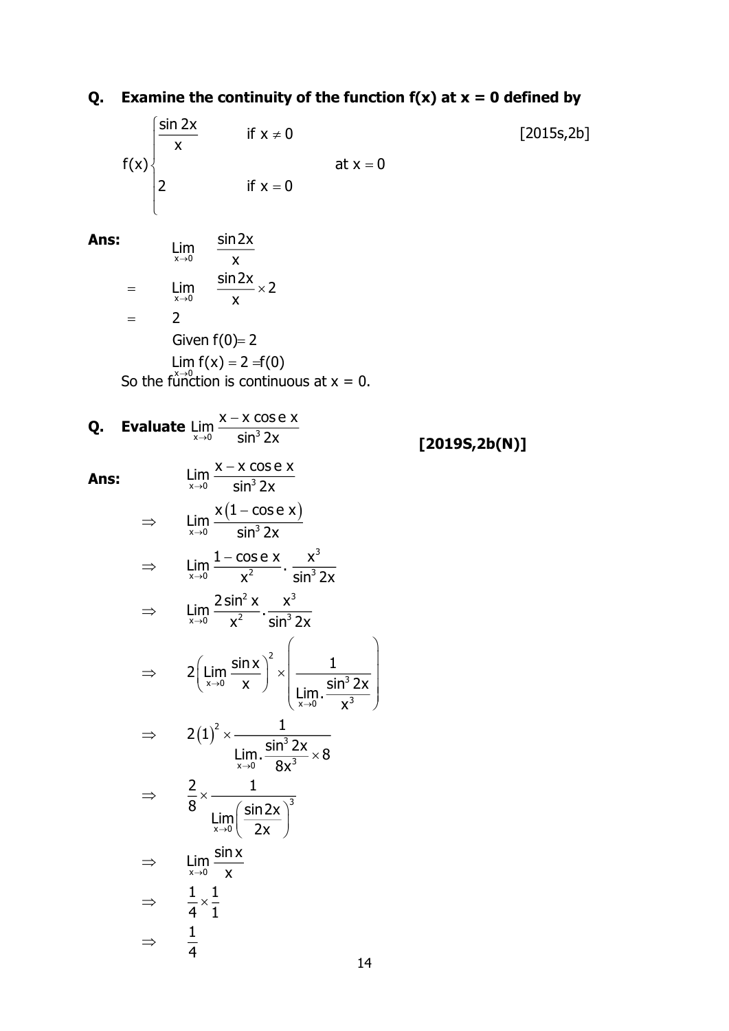**Q. Examine the continuity of the function f(x) at x = 0 defined by**

$$f(x)\begin{cases} \dfrac{\sin 2x}{x} & \text{if } x \neq 0 \\ & \qquad\qquad \text{at } x = 0 \\ 2 & \text{if } x = 0 \end{cases}$$

[2015s,2b]

**Ans:**

$$\lim_{x\to 0} \frac{\sin 2x}{x}$$

$$= \lim_{x\to 0} \frac{\sin 2x}{x} \times 2$$

$$= 2$$

Given $f(0) = 2$

$\lim_{x\to 0} f(x) = 2 = f(0)$

So the function is continuous at x = 0.

**Q. Evaluate** $\lim_{x\to 0} \dfrac{x - x\cos e\, x}{\sin^3 2x}$ **[2019S,2b(N)]**

**Ans:**

$$\lim_{x\to 0} \frac{x - x\cos e\, x}{\sin^3 2x}$$

$$\Rightarrow \lim_{x\to 0} \frac{x(1-\cos e\, x)}{\sin^3 2x}$$

$$\Rightarrow \lim_{x\to 0} \frac{1-\cos e\, x}{x^2} \cdot \frac{x^3}{\sin^3 2x}$$

$$\Rightarrow \lim_{x\to 0} \frac{2\sin^2 x}{x^2} \cdot \frac{x^3}{\sin^3 2x}$$

$$\Rightarrow 2\left(\lim_{x\to 0} \frac{\sin x}{x}\right)^2 \times \left(\frac{1}{\lim_{x\to 0} . \dfrac{\sin^3 2x}{x^3}}\right)$$

$$\Rightarrow 2(1)^2 \times \frac{1}{\lim_{x\to 0} . \dfrac{\sin^3 2x}{8x^3} \times 8}$$

$$\Rightarrow \frac{2}{8} \times \frac{1}{\lim_{x\to 0}\left(\dfrac{\sin 2x}{2x}\right)^3}$$

$$\Rightarrow \lim_{x\to 0} \frac{\sin x}{x}$$

$$\Rightarrow \frac{1}{4} \times \frac{1}{1}$$

$$\Rightarrow \frac{1}{4}$$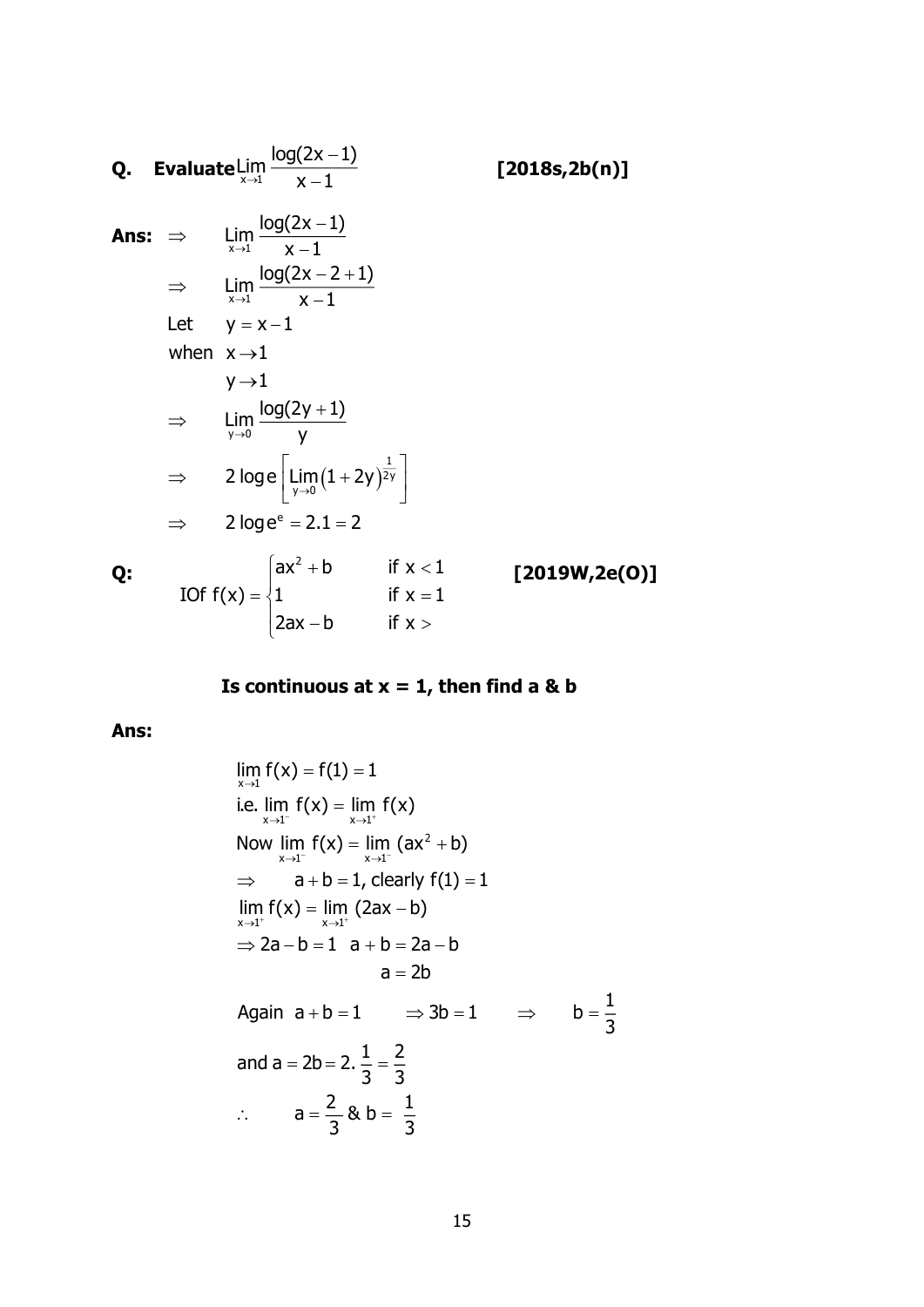**Q. Evaluate** $\lim\limits_{x\to 1}\dfrac{\log(2x-1)}{x-1}$ **[2018s,2b(n)]**

**Ans:** $\Rightarrow \quad \lim\limits_{x\to 1}\dfrac{\log(2x-1)}{x-1}$

$\Rightarrow \quad \lim\limits_{x\to 1}\dfrac{\log(2x-2+1)}{x-1}$

Let $\quad y = x-1$

when $\ x\to 1$

$\quad y\to 1$

$\Rightarrow \quad \lim\limits_{y\to 0}\dfrac{\log(2y+1)}{y}$

$\Rightarrow \quad 2\log e\left[\lim\limits_{y\to 0}(1+2y)^{\frac{1}{2y}}\right]$

$\Rightarrow \quad 2\log e^{e} = 2.1 = 2$

**Q:** 

$$\text{IOf } f(x) = \begin{cases} ax^2+b & \text{if } x<1 \\ 1 & \text{if } x=1 \\ 2ax-b & \text{if } x> \end{cases}$$

**[2019W,2e(O)]**

**Is continuous at x = 1, then find a & b**

**Ans:**

$\lim\limits_{x\to 1} f(x) = f(1) = 1$

i.e. $\lim\limits_{x\to 1^-} f(x) = \lim\limits_{x\to 1^+} f(x)$

Now $\lim\limits_{x\to 1^-} f(x) = \lim\limits_{x\to 1^-}(ax^2+b)$

$\Rightarrow \quad a+b=1$, clearly $f(1)=1$

$\lim\limits_{x\to 1^+} f(x) = \lim\limits_{x\to 1^+}(2ax-b)$

$\Rightarrow 2a-b=1 \quad a+b=2a-b$

$\qquad\qquad a=2b$

Again $\ a+b=1 \qquad \Rightarrow 3b=1 \qquad \Rightarrow \qquad b=\dfrac{1}{3}$

and $a=2b=2.\dfrac{1}{3}=\dfrac{2}{3}$

$\therefore \qquad a=\dfrac{2}{3}$ & $b=\dfrac{1}{3}$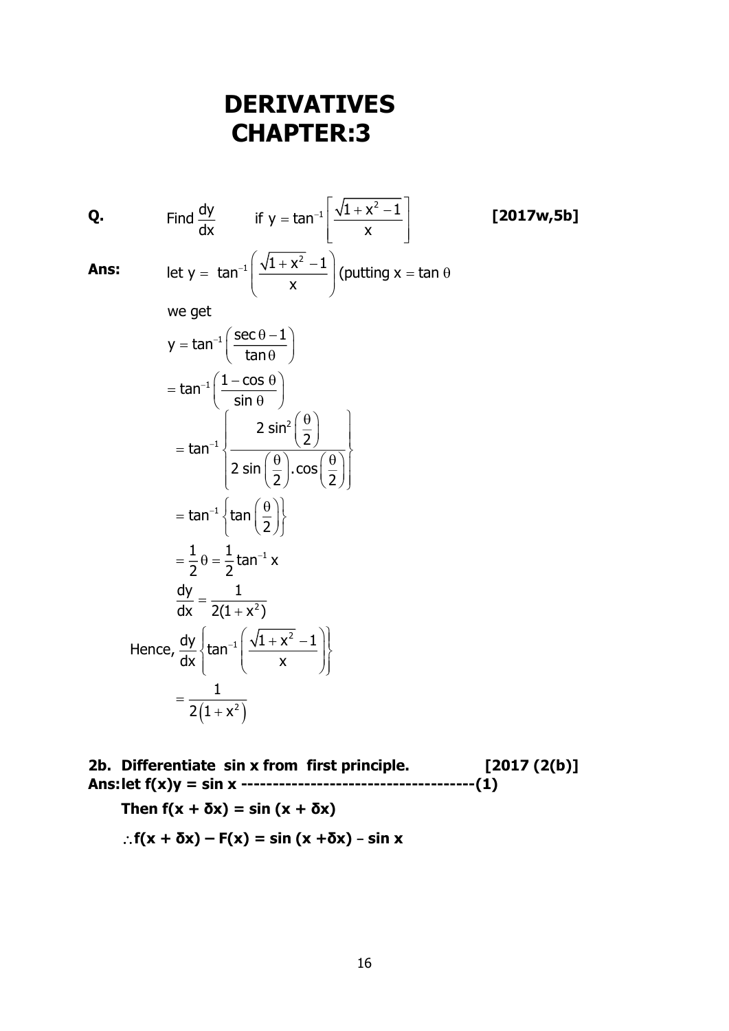# DERIVATIVES
# CHAPTER:3

**Q.** Find $\frac{dy}{dx}$ if $y = \tan^{-1}\left[\frac{\sqrt{1+x^2}-1}{x}\right]$ **[2017w,5b]**

**Ans:** let $y = \tan^{-1}\left(\frac{\sqrt{1+x^2}-1}{x}\right)$ (putting $x = \tan\theta$

we get

$$y = \tan^{-1}\left(\frac{\sec\theta - 1}{\tan\theta}\right)$$

$$= \tan^{-1}\left(\frac{1-\cos\theta}{\sin\theta}\right)$$

$$= \tan^{-1}\left\{\frac{2\sin^2\left(\frac{\theta}{2}\right)}{2\sin\left(\frac{\theta}{2}\right).\cos\left(\frac{\theta}{2}\right)}\right\}$$

$$= \tan^{-1}\left\{\tan\left(\frac{\theta}{2}\right)\right\}$$

$$= \frac{1}{2}\theta = \frac{1}{2}\tan^{-1}x$$

$$\frac{dy}{dx} = \frac{1}{2(1+x^2)}$$

Hence, $\frac{dy}{dx}\left\{\tan^{-1}\left(\frac{\sqrt{1+x^2}-1}{x}\right)\right\}$

$$= \frac{1}{2\left(1+x^2\right)}$$

**2b. Differentiate sin x from first principle. [2017 (2(b)]**

**Ans: let $f(x)y = \sin x$ ------------------------------------(1)**

**Then $f(x + \delta x) = \sin(x + \delta x)$**

**$\therefore f(x + \delta x) - F(x) = \sin(x + \delta x) - \sin x$**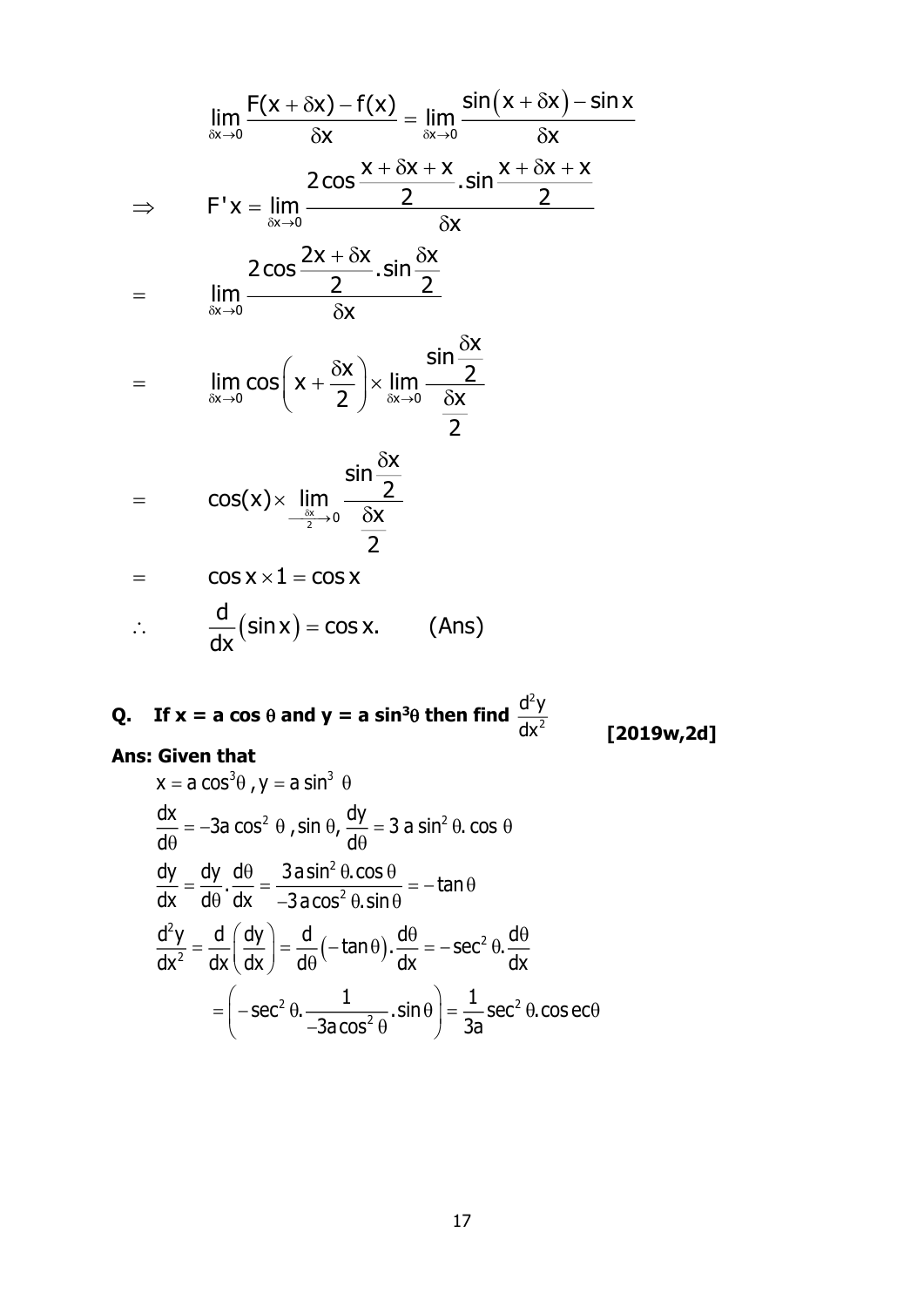$$\lim_{\delta x \to 0} \frac{F(x+\delta x)-f(x)}{\delta x} = \lim_{\delta x \to 0} \frac{\sin(x+\delta x)-\sin x}{\delta x}$$

$$\Rightarrow \quad F'x = \lim_{\delta x \to 0} \frac{2\cos\frac{x+\delta x+x}{2}.\sin\frac{x+\delta x+x}{2}}{\delta x}$$

$$= \quad \lim_{\delta x \to 0} \frac{2\cos\frac{2x+\delta x}{2}.\sin\frac{\delta x}{2}}{\delta x}$$

$$= \quad \lim_{\delta x \to 0} \cos\left(x+\frac{\delta x}{2}\right) \times \lim_{\delta x \to 0} \frac{\sin\frac{\delta x}{2}}{\frac{\delta x}{2}}$$

$$= \quad \cos(x) \times \lim_{\frac{\delta x}{2} \to 0} \frac{\sin\frac{\delta x}{2}}{\frac{\delta x}{2}}$$

$$= \quad \cos x \times 1 = \cos x$$

$$\therefore \quad \frac{d}{dx}(\sin x) = \cos x. \qquad \text{(Ans)}$$

**Q. If x = a cos $\theta$ and y = a sin$^3\theta$ then find $\frac{d^2y}{dx^2}$** **[2019w,2d]**

**Ans: Given that**

$$x = a\cos^3\theta,\ y = a\sin^3\theta$$

$$\frac{dx}{d\theta} = -3a\cos^2\theta,\sin\theta,\ \frac{dy}{d\theta} = 3a\sin^2\theta.\cos\theta$$

$$\frac{dy}{dx} = \frac{dy}{d\theta}.\frac{d\theta}{dx} = \frac{3a\sin^2\theta.\cos\theta}{-3a\cos^2\theta.\sin\theta} = -\tan\theta$$

$$\frac{d^2y}{dx^2} = \frac{d}{dx}\left(\frac{dy}{dx}\right) = \frac{d}{d\theta}(-\tan\theta).\frac{d\theta}{dx} = -\sec^2\theta.\frac{d\theta}{dx}$$

$$= \left(-\sec^2\theta.\frac{1}{-3a\cos^2\theta}.\sin\theta\right) = \frac{1}{3a}\sec^2\theta.\operatorname{cosec}\theta$$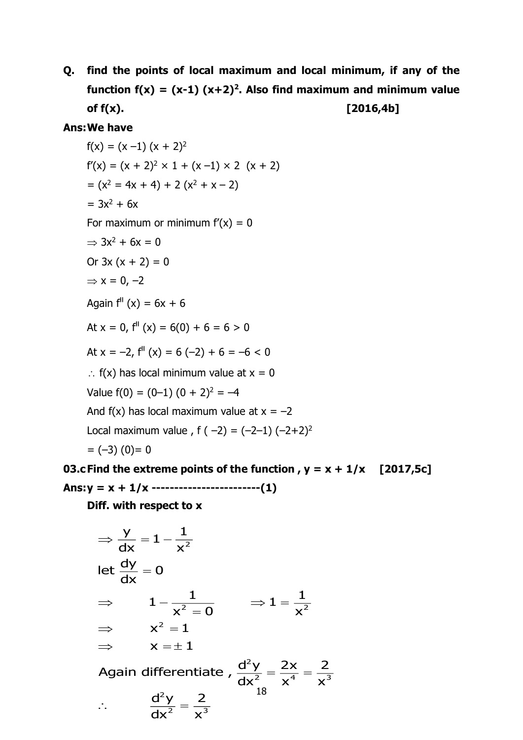**Q. find the points of local maximum and local minimum, if any of the function f(x) = (x-1) (x+2)$^2$. Also find maximum and minimum value of f(x). [2016,4b]**

**Ans: We have**

$f(x) = (x - 1)(x + 2)^2$

$f'(x) = (x + 2)^2 \times 1 + (x - 1) \times 2\ (x + 2)$

$= (x^2 = 4x + 4) + 2(x^2 + x - 2)$

$= 3x^2 + 6x$

For maximum or minimum $f'(x) = 0$

$\Rightarrow 3x^2 + 6x = 0$

Or $3x(x + 2) = 0$

$\Rightarrow x = 0, -2$

Again $f^{II}(x) = 6x + 6$

At $x = 0$, $f^{II}(x) = 6(0) + 6 = 6 > 0$

At $x = -2$, $f^{II}(x) = 6(-2) + 6 = -6 < 0$

$\therefore$ f(x) has local minimum value at $x = 0$

Value $f(0) = (0-1)(0 + 2)^2 = -4$

And f(x) has local maximum value at $x = -2$

Local maximum value , $f(-2) = (-2-1)(-2+2)^2$

$= (-3)(0) = 0$

**03.c Find the extreme points of the function , y = x + 1/x [2017,5c]**

**Ans: y = x + 1/x ------------------------(1)**

**Diff. with respect to x**

$$\Rightarrow \frac{y}{dx} = 1 - \frac{1}{x^2}$$

$$\text{let } \frac{dy}{dx} = 0$$

$$\Rightarrow \quad 1 - \frac{1}{x^2 = 0} \qquad \Rightarrow 1 = \frac{1}{x^2}$$

$$\Rightarrow \quad x^2 = 1$$

$$\Rightarrow \quad x = \pm 1$$

$$\text{Again differentiate , } \frac{d^2y}{dx^2} = \frac{2x}{x^4} = \frac{2}{x^3}$$

$$\therefore \quad \frac{d^2y}{dx^2} = \frac{2}{x^3}$$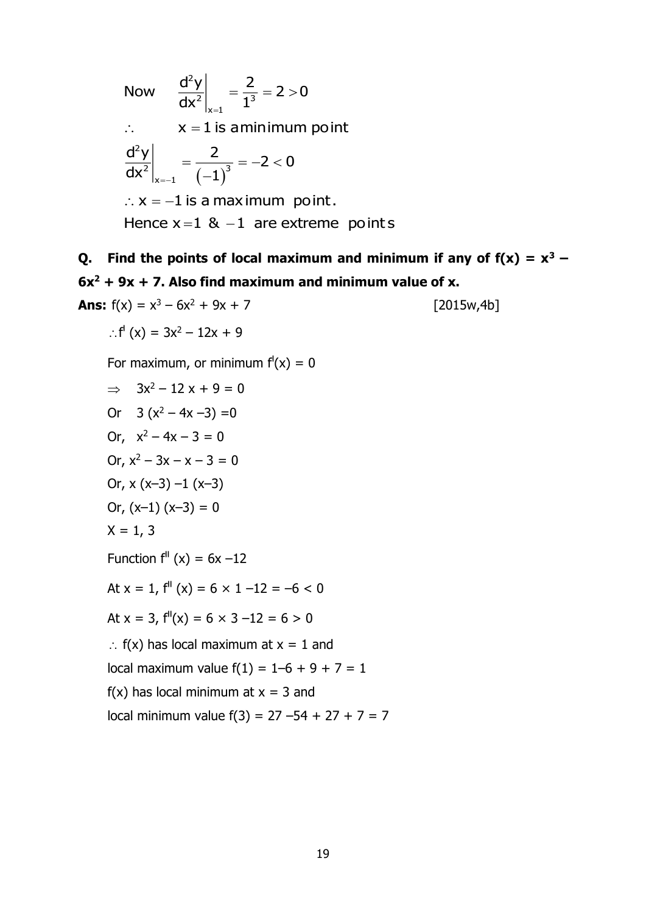Now $\left.\dfrac{d^2y}{dx^2}\right|_{x=1} = \dfrac{2}{1^3} = 2 > 0$

$\therefore \quad x = 1$ is a minimum point

$\left.\dfrac{d^2y}{dx^2}\right|_{x=-1} = \dfrac{2}{(-1)^3} = -2 < 0$

$\therefore x = -1$ is a maximum point.

Hence $x = 1$ & $-1$ are extreme points

**Q. Find the points of local maximum and minimum if any of $f(x) = x^3 - 6x^2 + 9x + 7$. Also find maximum and minimum value of x.**

**Ans:** $f(x) = x^3 - 6x^2 + 9x + 7$ [2015w,4b]

$\therefore f^{I}(x) = 3x^2 - 12x + 9$

For maximum, or minimum $f^{I}(x) = 0$

$\Rightarrow \quad 3x^2 - 12x + 9 = 0$

Or $\quad 3(x^2 - 4x - 3) = 0$

Or, $\quad x^2 - 4x - 3 = 0$

Or, $x^2 - 3x - x - 3 = 0$

Or, $x(x-3) - 1(x-3)$

Or, $(x-1)(x-3) = 0$

$X = 1, 3$

Function $f^{II}(x) = 6x - 12$

At $x = 1$, $f^{II}(x) = 6 \times 1 - 12 = -6 < 0$

At $x = 3$, $f^{II}(x) = 6 \times 3 - 12 = 6 > 0$

$\therefore$ f(x) has local maximum at $x = 1$ and

local maximum value $f(1) = 1 - 6 + 9 + 7 = 1$

f(x) has local minimum at $x = 3$ and

local minimum value $f(3) = 27 - 54 + 27 + 7 = 7$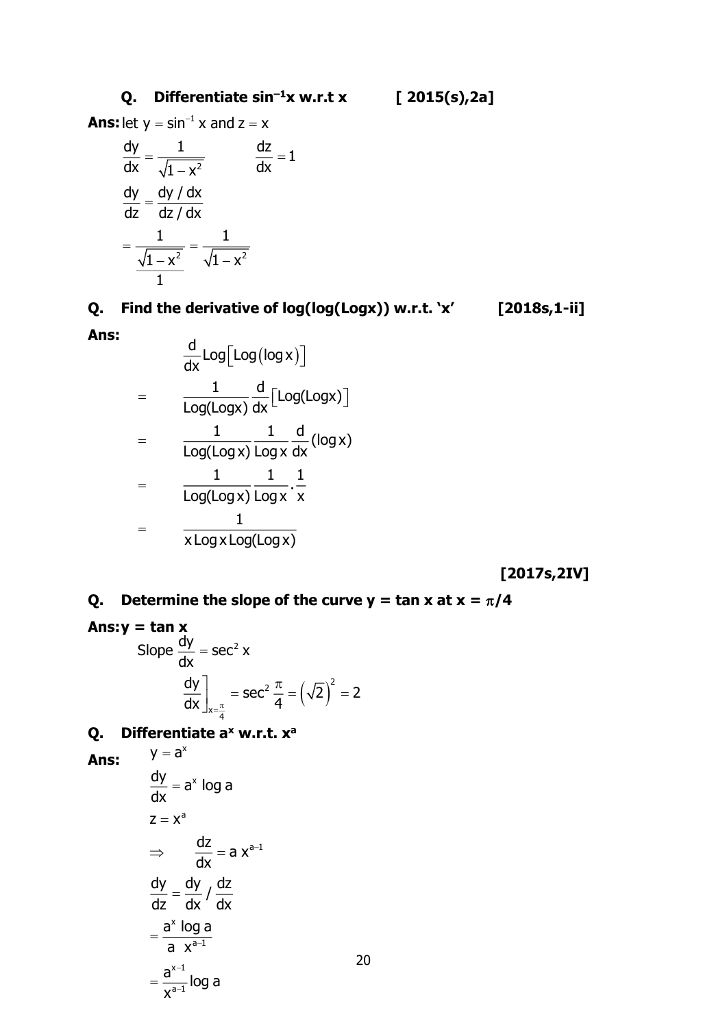**Q. Differentiate $\sin^{-1}x$ w.r.t x [ 2015(s),2a]**

**Ans:** let $y = \sin^{-1} x$ and $z = x$

$$\frac{dy}{dx} = \frac{1}{\sqrt{1-x^2}} \qquad \frac{dz}{dx} = 1$$

$$\frac{dy}{dz} = \frac{dy/dx}{dz/dx}$$

$$= \frac{\frac{1}{\sqrt{1-x^2}}}{1} = \frac{1}{\sqrt{1-x^2}}$$

**Q. Find the derivative of log(log(Logx)) w.r.t. 'x' [2018s,1-ii]**

**Ans:**

$$\frac{d}{dx}\text{Log}\left[\text{Log}(\log x)\right]$$

$$= \frac{1}{\text{Log(Logx)}}\frac{d}{dx}\left[\text{Log(Logx)}\right]$$

$$= \frac{1}{\text{Log(Log x)}}\frac{1}{\text{Log x}}\frac{d}{dx}(\log x)$$

$$= \frac{1}{\text{Log(Log x)}}\frac{1}{\text{Log x}}\cdot\frac{1}{x}$$

$$= \frac{1}{x\,\text{Log x Log(Log x)}}$$

**[2017s,2IV]**

**Q. Determine the slope of the curve y = tan x at x = $\pi$/4**

**Ans: y = tan x**

Slope $\frac{dy}{dx} = \sec^2 x$

$$\left.\frac{dy}{dx}\right]_{x=\frac{\pi}{4}} = \sec^2\frac{\pi}{4} = \left(\sqrt{2}\right)^2 = 2$$

**Q. Differentiate $a^x$ w.r.t. $x^a$**

**Ans:**

$$y = a^x$$

$$\frac{dy}{dx} = a^x \log a$$

$$z = x^a$$

$$\Rightarrow \quad \frac{dz}{dx} = a\,x^{a-1}$$

$$\frac{dy}{dz} = \frac{dy}{dx}\bigg/\frac{dz}{dx}$$

$$= \frac{a^x \log a}{a\ x^{a-1}}$$

$$= \frac{a^{x-1}}{x^{a-1}}\log a$$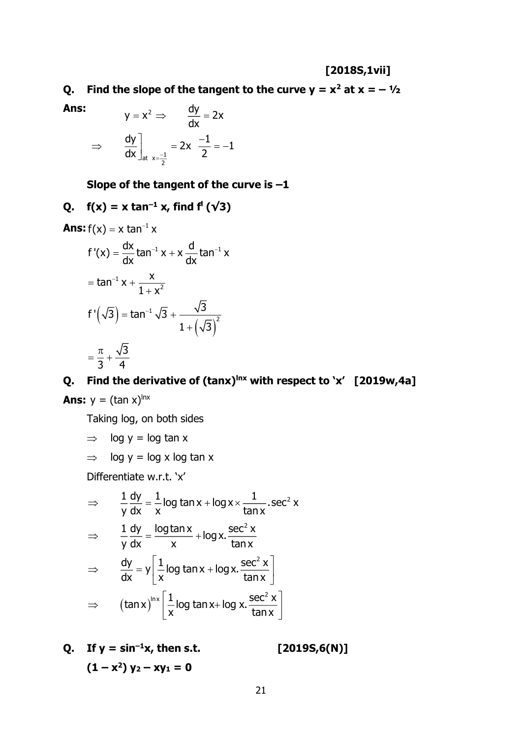**[2018S,1vii]**

**Q. Find the slope of the tangent to the curve $y = x^2$ at $x = -\frac{1}{2}$**

**Ans:**

$$y = x^2 \Rightarrow \quad \frac{dy}{dx} = 2x$$

$$\Rightarrow \quad \left.\frac{dy}{dx}\right]_{at\ x=\frac{-1}{2}} = 2x \ \ \frac{-1}{2} = -1$$

**Slope of the tangent of the curve is –1**

**Q. $f(x) = x \tan^{-1} x$, find $f^{I}(\sqrt{3})$**

**Ans:** $f(x) = x\tan^{-1} x$

$$f'(x) = \frac{dx}{dx}\tan^{-1} x + x\frac{d}{dx}\tan^{-1} x$$

$$= \tan^{-1} x + \frac{x}{1+x^2}$$

$$f'\left(\sqrt{3}\right) = \tan^{-1}\sqrt{3} + \frac{\sqrt{3}}{1+\left(\sqrt{3}\right)^2}$$

$$= \frac{\pi}{3} + \frac{\sqrt{3}}{4}$$

**Q. Find the derivative of $(\tan x)^{\ln x}$ with respect to 'x' [2019w,4a]**

**Ans:** $y = (\tan x)^{\ln x}$

Taking log, on both sides

$\Rightarrow \quad \log y = \log \tan x$

$\Rightarrow \quad \log y = \log x \log \tan x$

Differentiate w.r.t. 'x'

$$\Rightarrow \quad \frac{1}{y}\frac{dy}{dx} = \frac{1}{x}\log\tan x + \log x \times \frac{1}{\tan x}.\sec^2 x$$

$$\Rightarrow \quad \frac{1}{y}\frac{dy}{dx} = \frac{\log\tan x}{x} + \log x.\frac{\sec^2 x}{\tan x}$$

$$\Rightarrow \quad \frac{dy}{dx} = y\left[\frac{1}{x}\log\tan x + \log x.\frac{\sec^2 x}{\tan x}\right]$$

$$\Rightarrow \quad \left(\tan x\right)^{\ln x}\left[\frac{1}{x}\log\tan x + \log x.\frac{\sec^2 x}{\tan x}\right]$$

**Q. If $y = \sin^{-1}x$, then s.t. [2019S,6(N)]**

**$(1 - x^2)\, y_2 - xy_1 = 0$**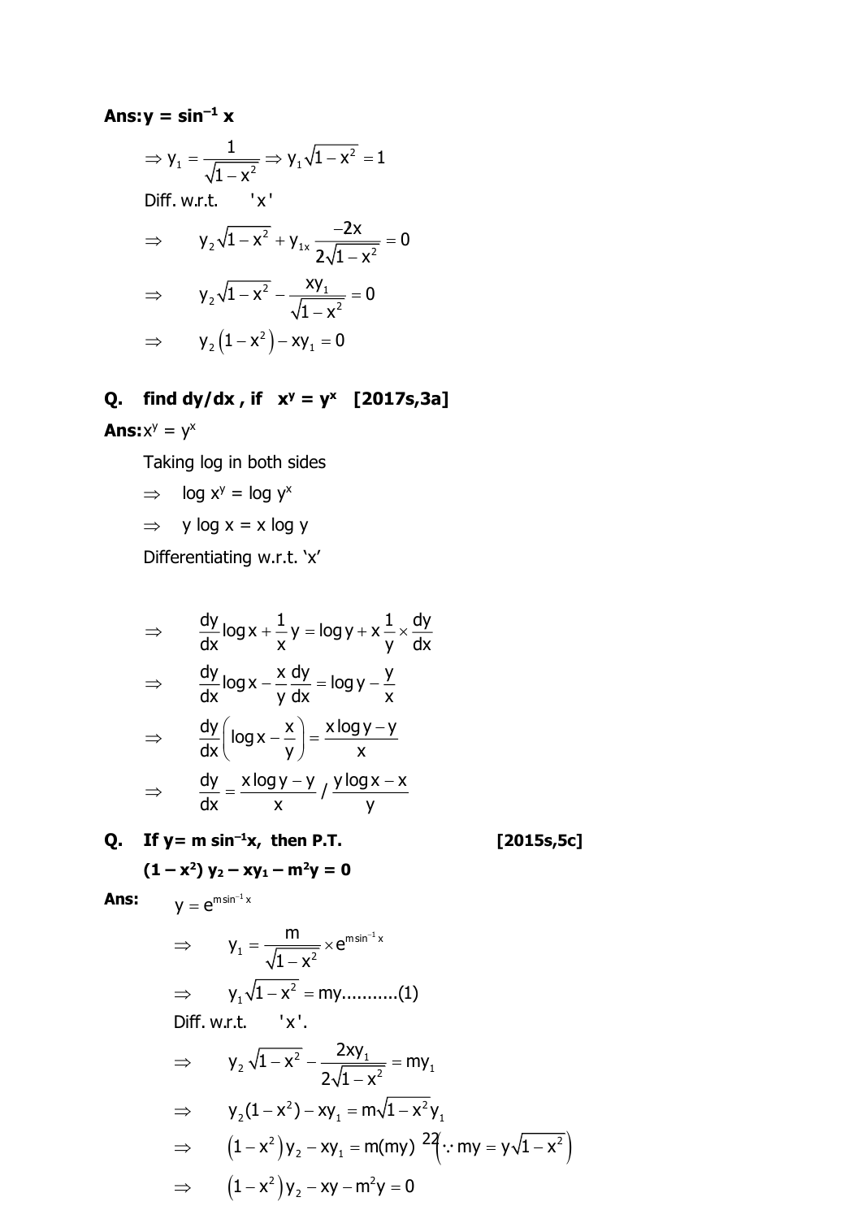**Ans:** $y = \sin^{-1} x$

$$\Rightarrow y_1 = \frac{1}{\sqrt{1-x^2}} \Rightarrow y_1\sqrt{1-x^2} = 1$$

Diff. w.r.t. 'x'

$$\Rightarrow \quad y_2\sqrt{1-x^2} + y_{1x}\frac{-2x}{2\sqrt{1-x^2}} = 0$$

$$\Rightarrow \quad y_2\sqrt{1-x^2} - \frac{xy_1}{\sqrt{1-x^2}} = 0$$

$$\Rightarrow \quad y_2\left(1-x^2\right) - xy_1 = 0$$

**Q. find dy/dx , if $x^y = y^x$ [2017s,3a]**

**Ans:** $x^y = y^x$

Taking log in both sides

$\Rightarrow \quad \log x^y = \log y^x$

$\Rightarrow \quad y \log x = x \log y$

Differentiating w.r.t. 'x'

$$\Rightarrow \quad \frac{dy}{dx}\log x + \frac{1}{x}y = \log y + x\frac{1}{y}\times\frac{dy}{dx}$$

$$\Rightarrow \quad \frac{dy}{dx}\log x - \frac{x}{y}\frac{dy}{dx} = \log y - \frac{y}{x}$$

$$\Rightarrow \quad \frac{dy}{dx}\left(\log x - \frac{x}{y}\right) = \frac{x\log y - y}{x}$$

$$\Rightarrow \quad \frac{dy}{dx} = \frac{x\log y - y}{x} \Big/ \frac{y\log x - x}{y}$$

**Q. If y= m sin$^{-1}$x, then P.T. [2015s,5c]**

**$(1 - x^2)\, y_2 - xy_1 - m^2y = 0$**

**Ans:** $y = e^{m\sin^{-1}x}$

$$\Rightarrow \quad y_1 = \frac{m}{\sqrt{1-x^2}} \times e^{m\sin^{-1}x}$$

$$\Rightarrow \quad y_1\sqrt{1-x^2} = my \text{...........(1)}$$

Diff. w.r.t. 'x'.

$$\Rightarrow \quad y_2\sqrt{1-x^2} - \frac{2xy_1}{2\sqrt{1-x^2}} = my_1$$

$$\Rightarrow \quad y_2(1-x^2) - xy_1 = m\sqrt{1-x^2}\,y_1$$

$$\Rightarrow \quad \left(1-x^2\right)y_2 - xy_1 = m(my) \left(\because my = y\sqrt{1-x^2}\right)$$

$$\Rightarrow \quad \left(1-x^2\right)y_2 - xy - m^2y = 0$$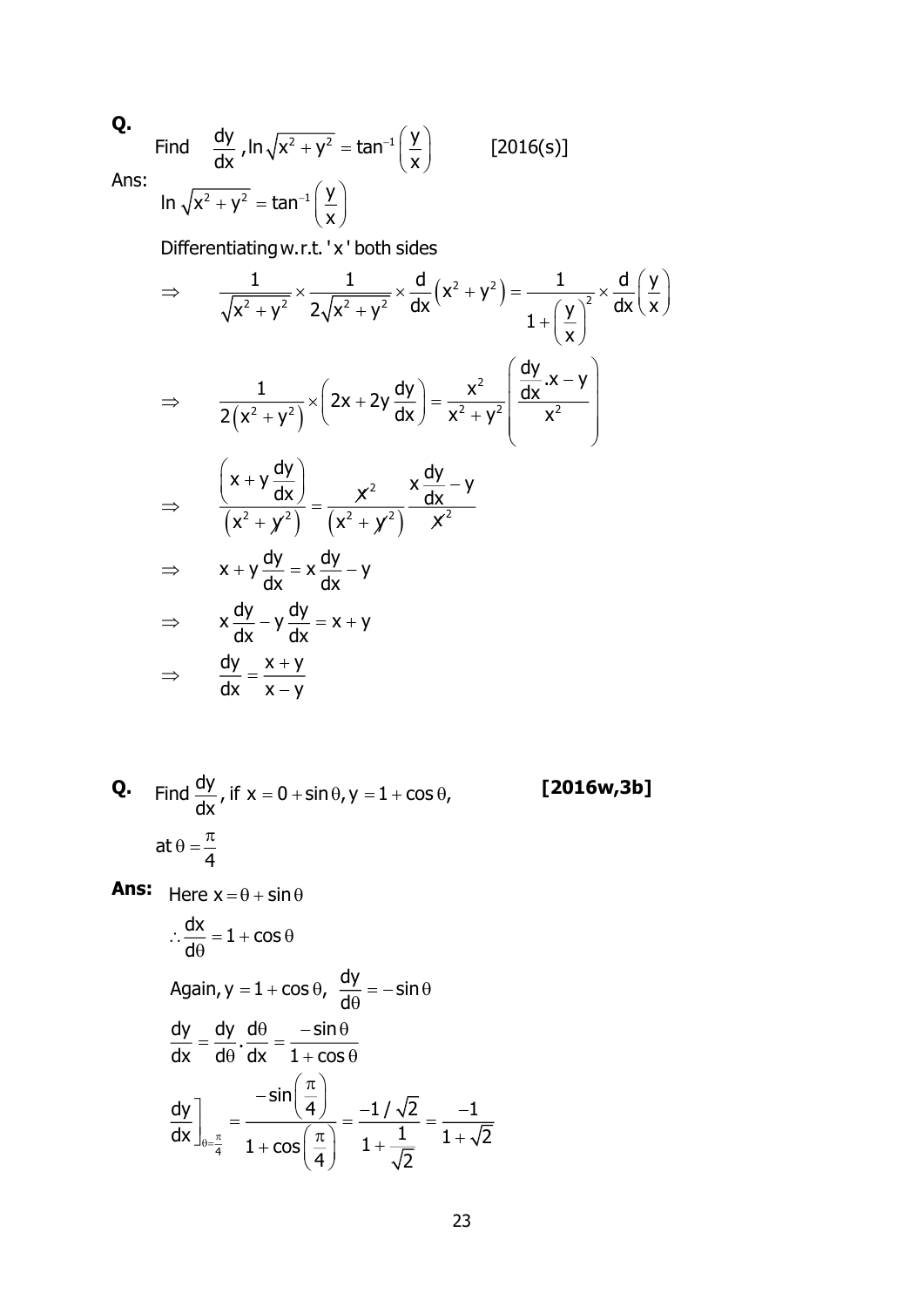**Q.** Find $\frac{dy}{dx}$, $\ln\sqrt{x^2+y^2} = \tan^{-1}\left(\frac{y}{x}\right)$ [2016(s)]

Ans:

$$\ln\sqrt{x^2+y^2} = \tan^{-1}\left(\frac{y}{x}\right)$$

Differentiating w.r.t. 'x' both sides

$$\Rightarrow \quad \frac{1}{\sqrt{x^2+y^2}} \times \frac{1}{2\sqrt{x^2+y^2}} \times \frac{d}{dx}\left(x^2+y^2\right) = \frac{1}{1+\left(\frac{y}{x}\right)^2} \times \frac{d}{dx}\left(\frac{y}{x}\right)$$

$$\Rightarrow \quad \frac{1}{2\left(x^2+y^2\right)} \times \left(2x+2y\frac{dy}{dx}\right) = \frac{x^2}{x^2+y^2}\left(\frac{\frac{dy}{dx}.x-y}{x^2}\right)$$

$$\Rightarrow \quad \frac{\left(x+y\frac{dy}{dx}\right)}{\left(x^2+y^2\right)} = \frac{x^2}{\left(x^2+y^2\right)} \frac{x\frac{dy}{dx}-y}{x^2}$$

$$\Rightarrow \quad x+y\frac{dy}{dx} = x\frac{dy}{dx} - y$$

$$\Rightarrow \quad x\frac{dy}{dx} - y\frac{dy}{dx} = x+y$$

$$\Rightarrow \quad \frac{dy}{dx} = \frac{x+y}{x-y}$$

**Q.** Find $\frac{dy}{dx}$, if $x = 0 + \sin\theta, y = 1 + \cos\theta,$ **[2016w,3b]**

at $\theta = \frac{\pi}{4}$

**Ans:** Here $x = \theta + \sin\theta$

$$\therefore \frac{dx}{d\theta} = 1 + \cos\theta$$

Again, $y = 1 + \cos\theta$, $\frac{dy}{d\theta} = -\sin\theta$

$$\frac{dy}{dx} = \frac{dy}{d\theta}.\frac{d\theta}{dx} = \frac{-\sin\theta}{1+\cos\theta}$$

$$\left.\frac{dy}{dx}\right]_{\theta=\frac{\pi}{4}} = \frac{-\sin\left(\frac{\pi}{4}\right)}{1+\cos\left(\frac{\pi}{4}\right)} = \frac{-1/\sqrt{2}}{1+\frac{1}{\sqrt{2}}} = \frac{-1}{1+\sqrt{2}}$$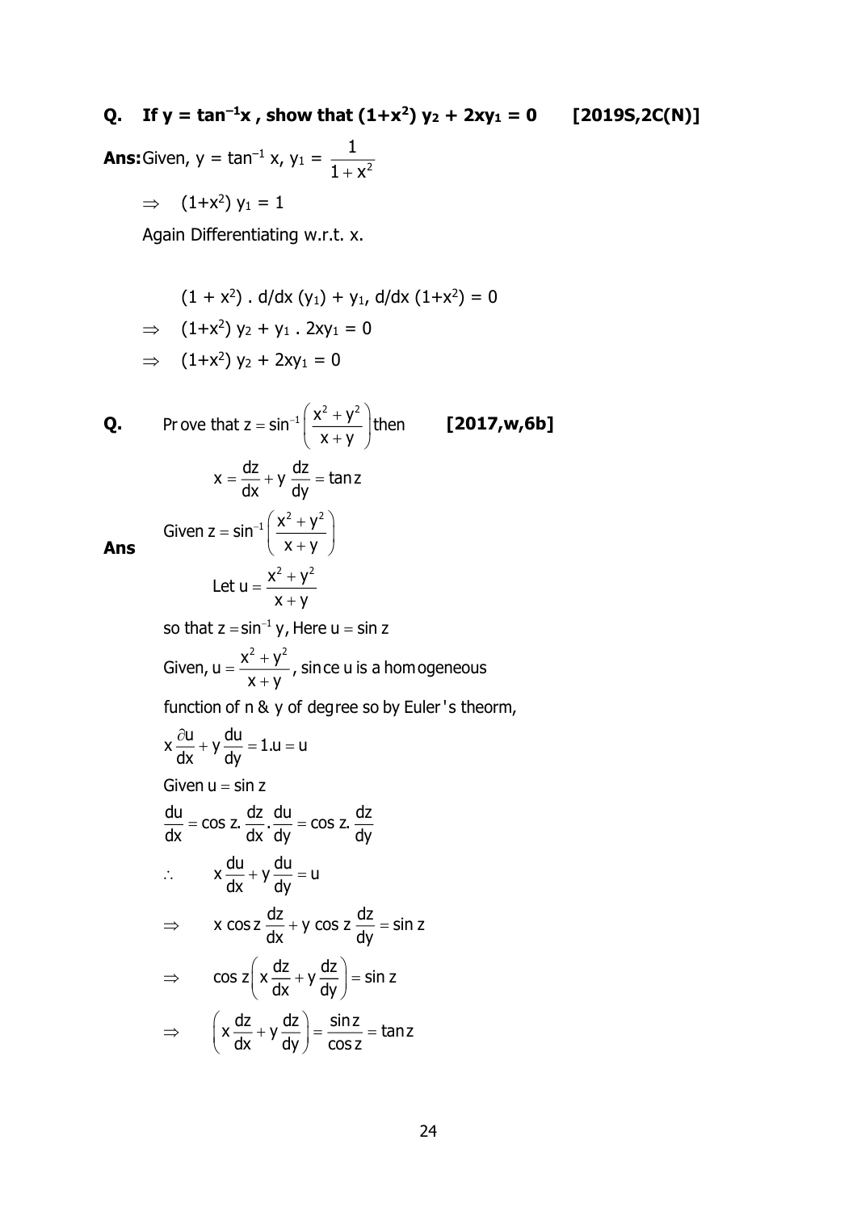**Q. If $y = \tan^{-1}x$ , show that $(1+x^2)\, y_2 + 2xy_1 = 0$ [2019S,2C(N)]**

**Ans:** Given, $y = \tan^{-1} x$, $y_1 = \dfrac{1}{1+x^2}$

$\Rightarrow \quad (1+x^2)\, y_1 = 1$

Again Differentiating w.r.t. x.

$(1 + x^2) \cdot d/dx\,(y_1) + y_1,\ d/dx\,(1+x^2) = 0$

$\Rightarrow \quad (1+x^2)\, y_2 + y_1 \cdot 2xy_1 = 0$

$\Rightarrow \quad (1+x^2)\, y_2 + 2xy_1 = 0$

**Q.** Prove that $z = \sin^{-1}\left(\dfrac{x^2+y^2}{x+y}\right)$ then **[2017,w,6b]**

$$x = \frac{dz}{dx} + y\,\frac{dz}{dy} = \tan z$$

**Ans**

Given $z = \sin^{-1}\left(\dfrac{x^2+y^2}{x+y}\right)$

Let $u = \dfrac{x^2+y^2}{x+y}$

so that $z = \sin^{-1} y$, Here $u = \sin z$

Given, $u = \dfrac{x^2+y^2}{x+y}$, since u is a homogeneous function of n & y of degree so by Euler's theorm,

$$x\frac{\partial u}{dx} + y\frac{du}{dy} = 1.u = u$$

Given $u = \sin z$

$$\frac{du}{dx} = \cos z.\,\frac{dz}{dx}.\frac{du}{dy} = \cos z.\,\frac{dz}{dy}$$

$$\therefore \quad x\frac{du}{dx} + y\frac{du}{dy} = u$$

$$\Rightarrow \quad x\cos z\,\frac{dz}{dx} + y\cos z\,\frac{dz}{dy} = \sin z$$

$$\Rightarrow \quad \cos z\left(x\frac{dz}{dx} + y\frac{dz}{dy}\right) = \sin z$$

$$\Rightarrow \quad \left(x\frac{dz}{dx} + y\frac{dz}{dy}\right) = \frac{\sin z}{\cos z} = \tan z$$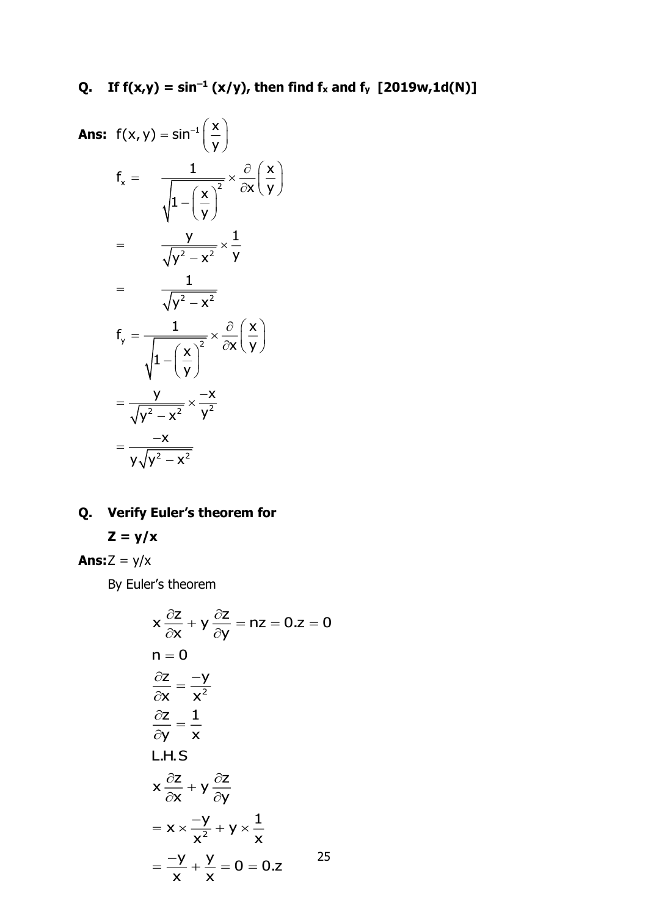**Q. If $f(x,y) = \sin^{-1}(x/y)$, then find $f_x$ and $f_y$ [2019w,1d(N)]**

**Ans:** $f(x,y) = \sin^{-1}\left(\frac{x}{y}\right)$

$$f_x = \frac{1}{\sqrt{1-\left(\frac{x}{y}\right)^2}} \times \frac{\partial}{\partial x}\left(\frac{x}{y}\right)$$

$$= \frac{y}{\sqrt{y^2 - x^2}} \times \frac{1}{y}$$

$$= \frac{1}{\sqrt{y^2 - x^2}}$$

$$f_y = \frac{1}{\sqrt{1-\left(\frac{x}{y}\right)^2}} \times \frac{\partial}{\partial x}\left(\frac{x}{y}\right)$$

$$= \frac{y}{\sqrt{y^2 - x^2}} \times \frac{-x}{y^2}$$

$$= \frac{-x}{y\sqrt{y^2 - x^2}}$$

**Q. Verify Euler's theorem for**

**Z = y/x**

**Ans:** Z = y/x

By Euler's theorem

$$x\frac{\partial z}{\partial x} + y\frac{\partial z}{\partial y} = nz = 0.z = 0$$

$$n = 0$$

$$\frac{\partial z}{\partial x} = \frac{-y}{x^2}$$

$$\frac{\partial z}{\partial y} = \frac{1}{x}$$

L.H.S

$$x\frac{\partial z}{\partial x} + y\frac{\partial z}{\partial y}$$

$$= x \times \frac{-y}{x^2} + y \times \frac{1}{x}$$

$$= \frac{-y}{x} + \frac{y}{x} = 0 = 0.z$$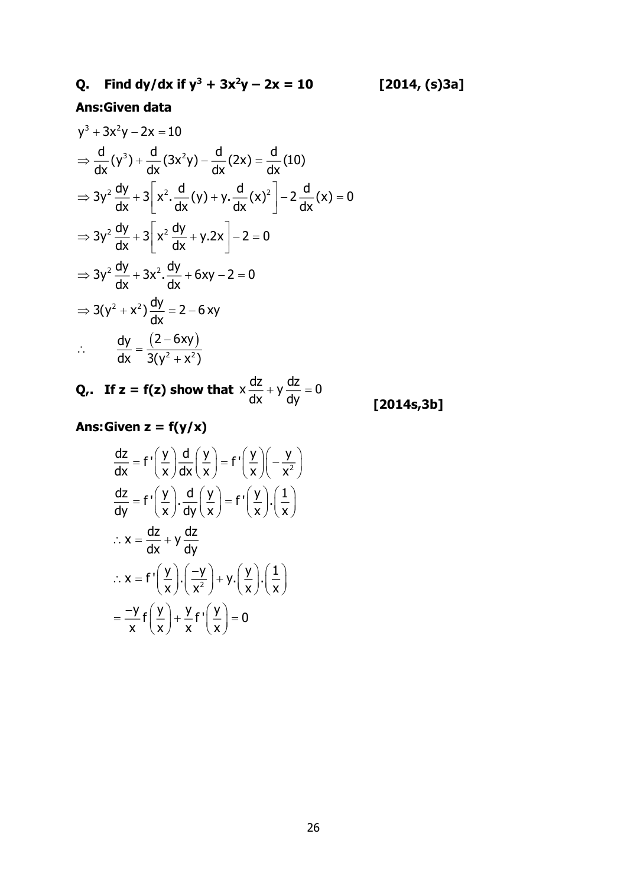**Q. Find dy/dx if $y^3 + 3x^2y - 2x = 10$ [2014, (s)3a]**

**Ans:Given data**

$$y^3 + 3x^2y - 2x = 10$$

$$\Rightarrow \frac{d}{dx}(y^3) + \frac{d}{dx}(3x^2y) - \frac{d}{dx}(2x) = \frac{d}{dx}(10)$$

$$\Rightarrow 3y^2\frac{dy}{dx} + 3\left[x^2.\frac{d}{dx}(y) + y.\frac{d}{dx}(x)^2\right] - 2\frac{d}{dx}(x) = 0$$

$$\Rightarrow 3y^2\frac{dy}{dx} + 3\left[x^2\frac{dy}{dx} + y.2x\right] - 2 = 0$$

$$\Rightarrow 3y^2\frac{dy}{dx} + 3x^2.\frac{dy}{dx} + 6xy - 2 = 0$$

$$\Rightarrow 3(y^2 + x^2)\frac{dy}{dx} = 2 - 6xy$$

$$\therefore \quad \frac{dy}{dx} = \frac{(2 - 6xy)}{3(y^2 + x^2)}$$

**Q,. If z = f(z) show that $x\frac{dz}{dx} + y\frac{dz}{dy} = 0$ [2014s,3b]**

**Ans:Given z = f(y/x)**

$$\frac{dz}{dx} = f'\left(\frac{y}{x}\right)\frac{d}{dx}\left(\frac{y}{x}\right) = f'\left(\frac{y}{x}\right)\left(-\frac{y}{x^2}\right)$$

$$\frac{dz}{dy} = f'\left(\frac{y}{x}\right).\frac{d}{dy}\left(\frac{y}{x}\right) = f'\left(\frac{y}{x}\right).\left(\frac{1}{x}\right)$$

$$\therefore x = \frac{dz}{dx} + y\frac{dz}{dy}$$

$$\therefore x = f'\left(\frac{y}{x}\right).\left(\frac{-y}{x^2}\right) + y.\left(\frac{y}{x}\right).\left(\frac{1}{x}\right)$$

$$= \frac{-y}{x}f\left(\frac{y}{x}\right) + \frac{y}{x}f'\left(\frac{y}{x}\right) = 0$$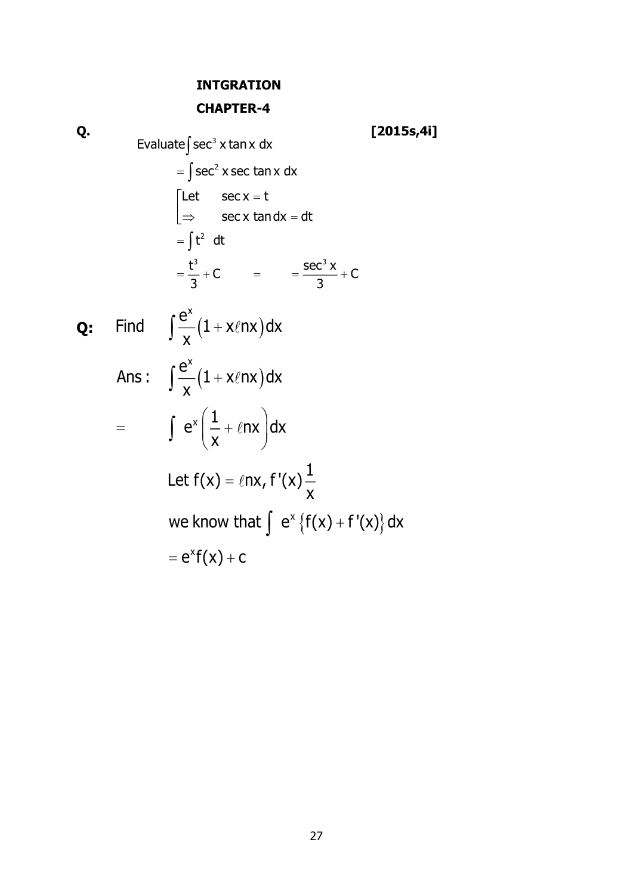**INTGRATION**

**CHAPTER-4**

**Q.** Evaluate $\int \sec^3 x \tan x \, dx$ **[2015s,4i]**

$$= \int \sec^2 x \sec \tan x \, dx$$

$$\left[\begin{array}{ll} \text{Let} & \sec x = t \\ \Rightarrow & \sec x \tan dx = dt \end{array}\right.$$

$$= \int t^2 \, dt$$

$$= \frac{t^3}{3} + C \quad = \quad = \frac{\sec^3 x}{3} + C$$

**Q:** Find $\int \frac{e^x}{x}(1 + x\ell nx)dx$

Ans : $\int \frac{e^x}{x}(1 + x\ell nx)dx$

$$= \quad \int e^x \left(\frac{1}{x} + \ell nx\right)dx$$

Let $f(x) = \ell nx, f'(x)\frac{1}{x}$

we know that $\int e^x \{f(x) + f'(x)\}dx$

$$= e^x f(x) + c$$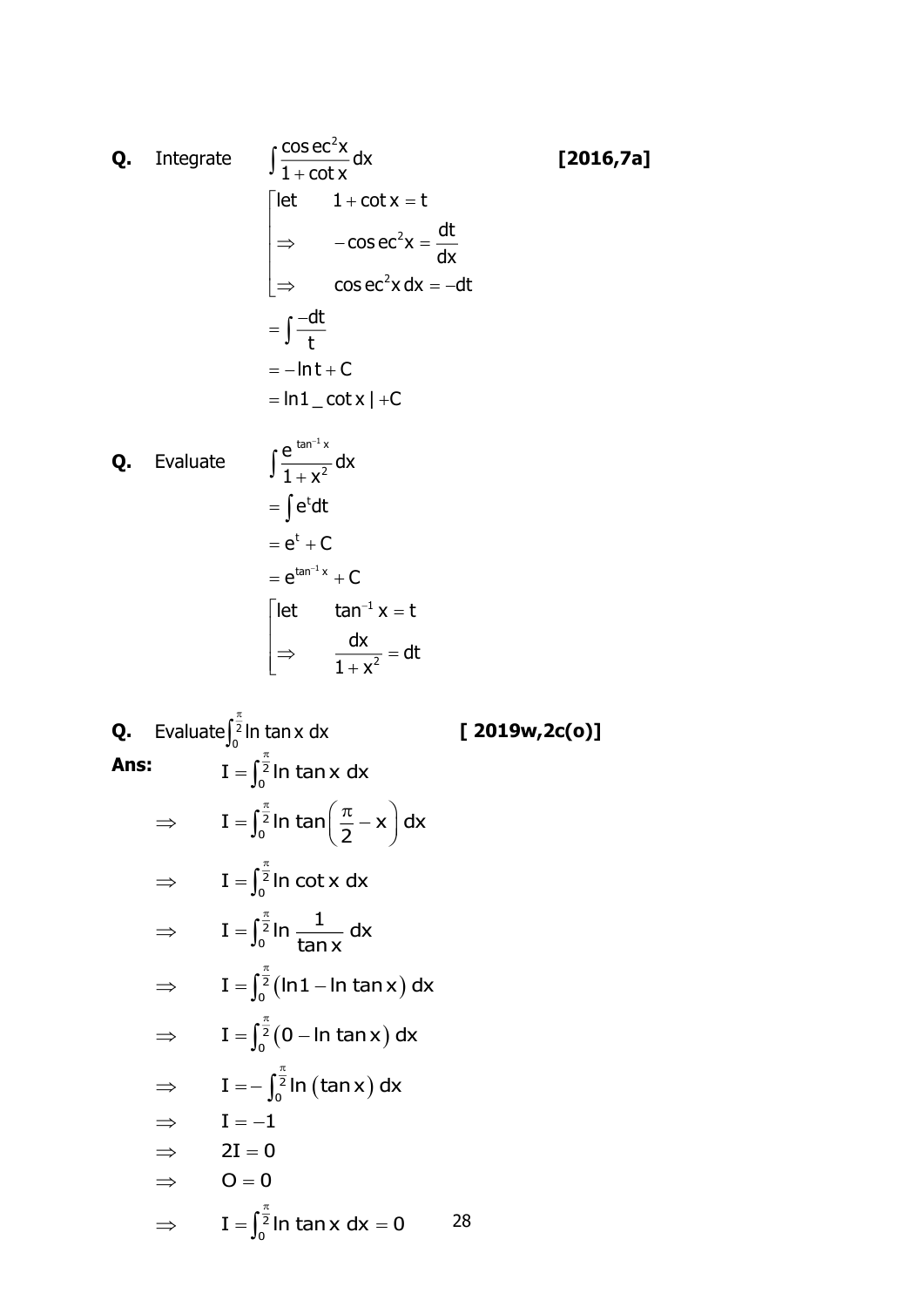**Q.** Integrate $\int \frac{\cos ec^2 x}{1+\cot x}dx$ **[2016,7a]**

$$\left[\begin{array}{ll} \text{let} & 1+\cot x = t \\ \Rightarrow & -\cos ec^2 x = \frac{dt}{dx} \\ \Rightarrow & \cos ec^2 x\, dx = -dt \end{array}\right.$$

$$= \int \frac{-dt}{t}$$

$$= -\ln t + C$$

$$= \ln 1 \_ \cot x \,| + C$$

**Q.** Evaluate $\int \frac{e^{\tan^{-1}x}}{1+x^2}dx$

$$= \int e^t dt$$

$$= e^t + C$$

$$= e^{\tan^{-1}x} + C$$

$$\left[\begin{array}{ll} \text{let} & \tan^{-1} x = t \\ \Rightarrow & \frac{dx}{1+x^2} = dt \end{array}\right.$$

**Q.** Evaluate $\int_0^{\frac{\pi}{2}} \ln \tan x\, dx$ **[ 2019w,2c(o)]**

**Ans:** $I = \int_0^{\frac{\pi}{2}} \ln \tan x\, dx$

$$\Rightarrow \quad I = \int_0^{\frac{\pi}{2}} \ln \tan\left(\frac{\pi}{2} - x\right) dx$$

$$\Rightarrow \quad I = \int_0^{\frac{\pi}{2}} \ln \cot x\, dx$$

$$\Rightarrow \quad I = \int_0^{\frac{\pi}{2}} \ln \frac{1}{\tan x}\, dx$$

$$\Rightarrow \quad I = \int_0^{\frac{\pi}{2}} \left(\ln 1 - \ln \tan x\right) dx$$

$$\Rightarrow \quad I = \int_0^{\frac{\pi}{2}} \left(0 - \ln \tan x\right) dx$$

$$\Rightarrow \quad I = -\int_0^{\frac{\pi}{2}} \ln\left(\tan x\right) dx$$

$$\Rightarrow \quad I = -1$$

$$\Rightarrow \quad 2I = 0$$

$$\Rightarrow \quad O = 0$$

$$\Rightarrow \quad I = \int_0^{\frac{\pi}{2}} \ln \tan x\, dx = 0$$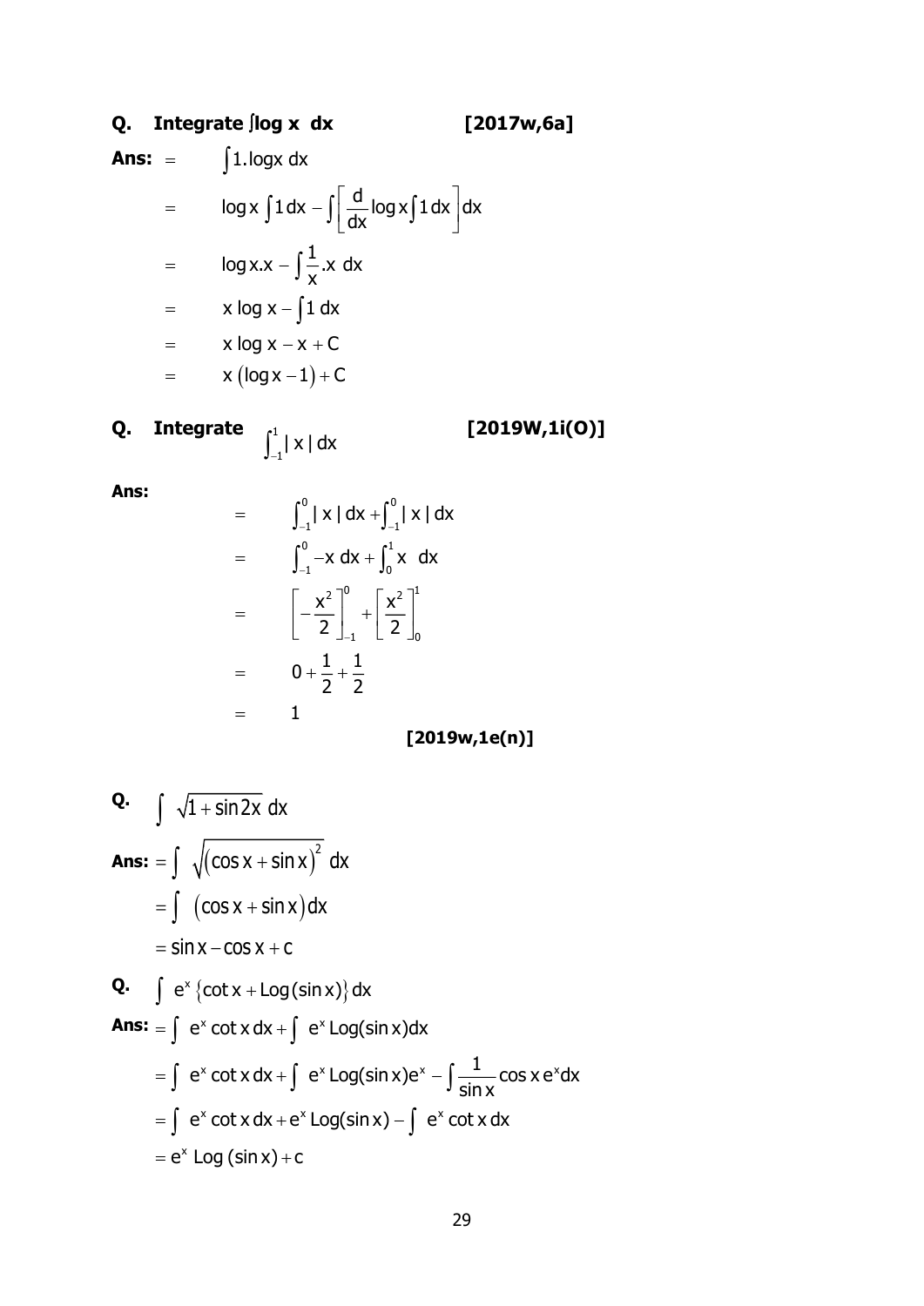**Q. Integrate $\int \log x \, dx$** **[2017w,6a]**

**Ans:**

$$= \int 1.\log x \, dx$$

$$= \log x \int 1 \, dx - \int \left[ \frac{d}{dx} \log x \int 1 \, dx \right] dx$$

$$= \log x . x - \int \frac{1}{x} . x \, dx$$

$$= x \log x - \int 1 \, dx$$

$$= x \log x - x + C$$

$$= x \left( \log x - 1 \right) + C$$

**Q. Integrate** $\int_{-1}^{1} | x | \, dx$ **[2019W,1i(O)]**

**Ans:**

$$= \int_{-1}^{0} | x | \, dx + \int_{-1}^{0} | x | \, dx$$

$$= \int_{-1}^{0} -x \, dx + \int_{0}^{1} x \, dx$$

$$= \left[ -\frac{x^2}{2} \right]_{-1}^{0} + \left[ \frac{x^2}{2} \right]_{0}^{1}$$

$$= 0 + \frac{1}{2} + \frac{1}{2}$$

$$= 1$$

**[2019w,1e(n)]**

**Q.** $\int \sqrt{1 + \sin 2x} \, dx$

**Ans:** $= \int \sqrt{(\cos x + \sin x)^2} \, dx$

$$= \int (\cos x + \sin x) dx$$

$$= \sin x - \cos x + c$$

**Q.** $\int e^x \{\cot x + \text{Log}(\sin x)\} dx$

**Ans:** $= \int e^x \cot x \, dx + \int e^x \text{Log}(\sin x) dx$

$$= \int e^x \cot x \, dx + \int e^x \text{Log}(\sin x) e^x - \int \frac{1}{\sin x} \cos x \, e^x dx$$

$$= \int e^x \cot x \, dx + e^x \text{Log}(\sin x) - \int e^x \cot x \, dx$$

$$= e^x \text{ Log} (\sin x) + c$$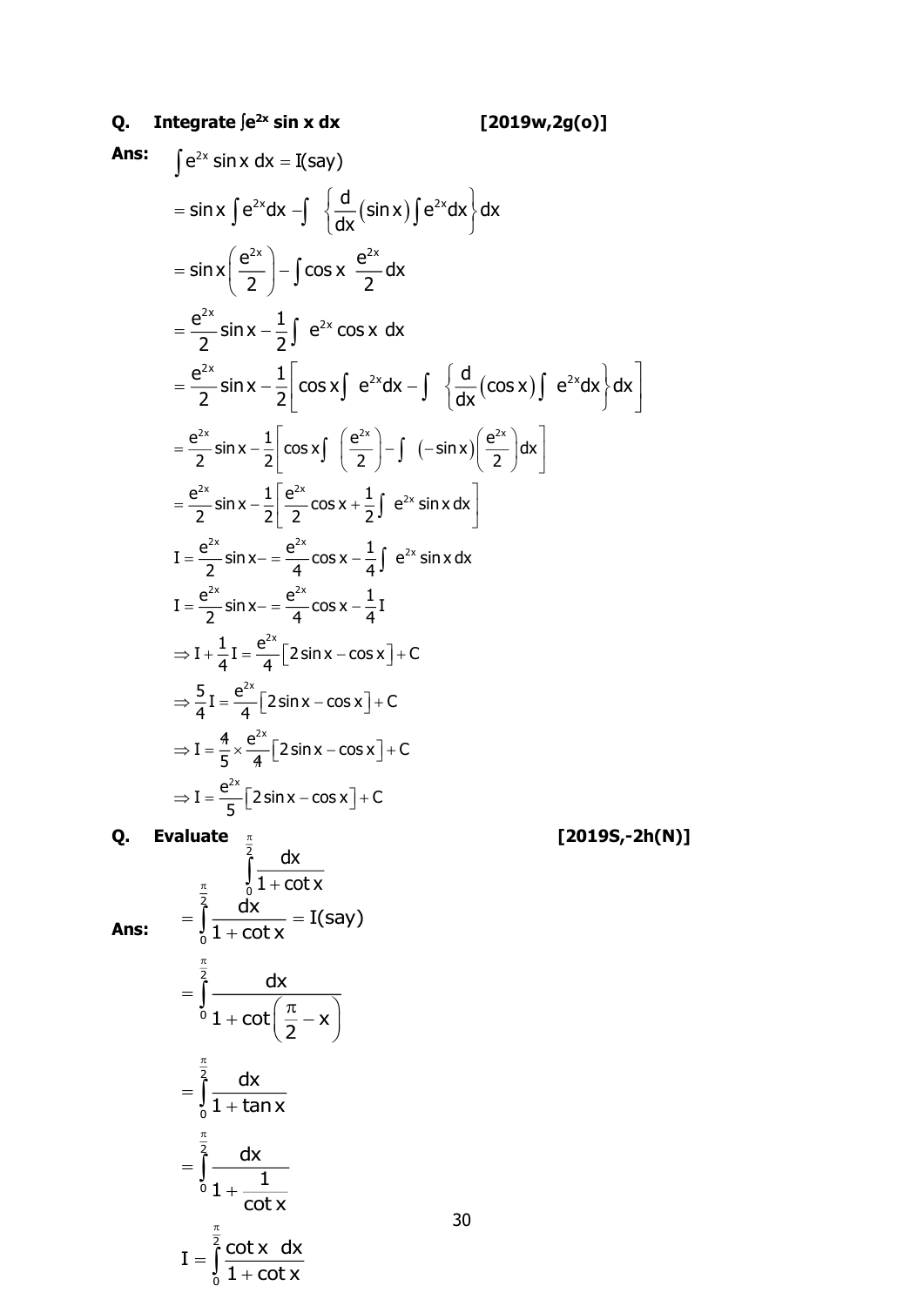**Q. Integrate $\int e^{2x} \sin x \, dx$** **[2019w,2g(o)]**

**Ans:**

$$\int e^{2x} \sin x \, dx = I(\text{say})$$

$$= \sin x \int e^{2x} dx - \int \left\{ \frac{d}{dx}(\sin x) \int e^{2x} dx \right\} dx$$

$$= \sin x \left( \frac{e^{2x}}{2} \right) - \int \cos x \, \frac{e^{2x}}{2} dx$$

$$= \frac{e^{2x}}{2} \sin x - \frac{1}{2} \int e^{2x} \cos x \, dx$$

$$= \frac{e^{2x}}{2} \sin x - \frac{1}{2} \left[ \cos x \int e^{2x} dx - \int \left\{ \frac{d}{dx}(\cos x) \int e^{2x} dx \right\} dx \right]$$

$$= \frac{e^{2x}}{2} \sin x - \frac{1}{2} \left[ \cos x \int \left( \frac{e^{2x}}{2} \right) - \int (-\sin x) \left( \frac{e^{2x}}{2} \right) dx \right]$$

$$= \frac{e^{2x}}{2} \sin x - \frac{1}{2} \left[ \frac{e^{2x}}{2} \cos x + \frac{1}{2} \int e^{2x} \sin x \, dx \right]$$

$$I = \frac{e^{2x}}{2} \sin x - = \frac{e^{2x}}{4} \cos x - \frac{1}{4} \int e^{2x} \sin x \, dx$$

$$I = \frac{e^{2x}}{2} \sin x - = \frac{e^{2x}}{4} \cos x - \frac{1}{4} I$$

$$\Rightarrow I + \frac{1}{4} I = \frac{e^{2x}}{4} \left[ 2 \sin x - \cos x \right] + C$$

$$\Rightarrow \frac{5}{4} I = \frac{e^{2x}}{4} \left[ 2 \sin x - \cos x \right] + C$$

$$\Rightarrow I = \frac{4}{5} \times \frac{e^{2x}}{4} \left[ 2 \sin x - \cos x \right] + C$$

$$\Rightarrow I = \frac{e^{2x}}{5} \left[ 2 \sin x - \cos x \right] + C$$

**Q. Evaluate** $\displaystyle\int_0^{\frac{\pi}{2}} \frac{dx}{1 + \cot x}$ **[2019S,-2h(N)]**

**Ans:**

$$= \int_0^{\frac{\pi}{2}} \frac{dx}{1 + \cot x} = I(\text{say})$$

$$= \int_0^{\frac{\pi}{2}} \frac{dx}{1 + \cot\left( \frac{\pi}{2} - x \right)}$$

$$= \int_0^{\frac{\pi}{2}} \frac{dx}{1 + \tan x}$$

$$= \int_0^{\frac{\pi}{2}} \frac{dx}{1 + \frac{1}{\cot x}}$$

$$I = \int_0^{\frac{\pi}{2}} \frac{\cot x \, dx}{1 + \cot x}$$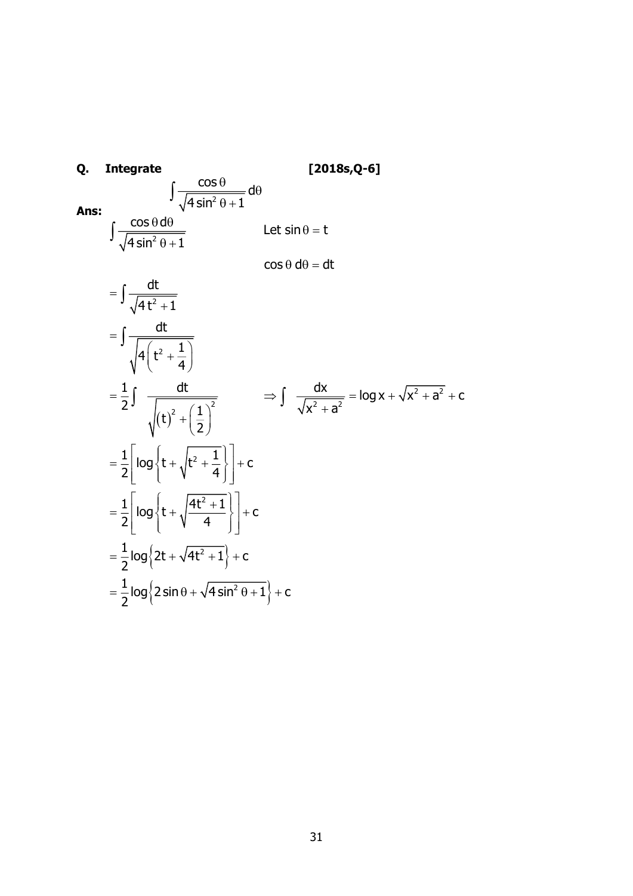**Q. Integrate** **[2018s,Q-6]**

$$\int \frac{\cos\theta}{\sqrt{4\sin^2\theta+1}}\,d\theta$$

**Ans:**

$$\int \frac{\cos\theta\, d\theta}{\sqrt{4\sin^2\theta+1}}$$

Let $\sin\theta = t$

$\cos\theta\, d\theta = dt$

$$= \int \frac{dt}{\sqrt{4t^2+1}}$$

$$= \int \frac{dt}{\sqrt{4\left(t^2+\frac{1}{4}\right)}}$$

$$= \frac{1}{2}\int \frac{dt}{\sqrt{(t)^2+\left(\frac{1}{2}\right)^2}} \qquad \Rightarrow \int \frac{dx}{\sqrt{x^2+a^2}} = \log x + \sqrt{x^2+a^2} + c$$

$$= \frac{1}{2}\left[\log\left\{t+\sqrt{t^2+\frac{1}{4}}\right\}\right] + c$$

$$= \frac{1}{2}\left[\log\left\{t+\sqrt{\frac{4t^2+1}{4}}\right\}\right] + c$$

$$= \frac{1}{2}\log\left\{2t+\sqrt{4t^2+1}\right\} + c$$

$$= \frac{1}{2}\log\left\{2\sin\theta+\sqrt{4\sin^2\theta+1}\right\} + c$$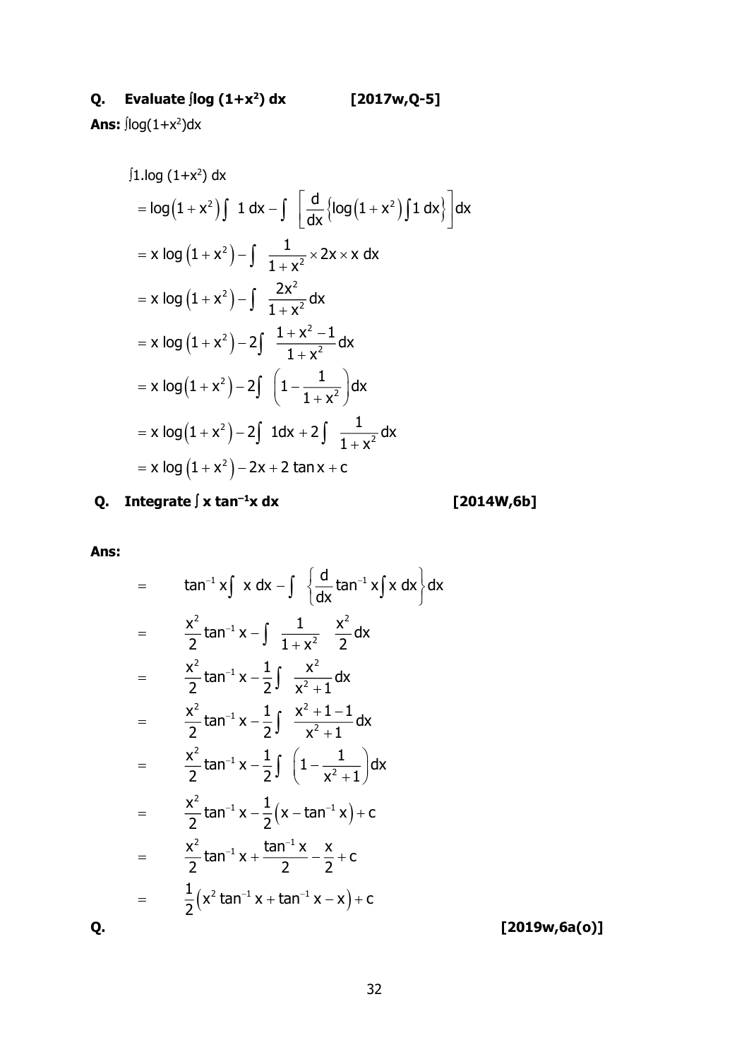**Q. Evaluate $\int \log(1+x^2)\,dx$ [2017w,Q-5]**

**Ans:** $\int \log(1+x^2)dx$

$$\int 1.\log(1+x^2)\,dx$$

$$= \log\left(1+x^2\right)\int 1\,dx - \int \left[\frac{d}{dx}\left\{\log\left(1+x^2\right)\int 1\,dx\right\}\right]dx$$

$$= x\log\left(1+x^2\right) - \int \frac{1}{1+x^2}\times 2x \times x\,dx$$

$$= x\log\left(1+x^2\right) - \int \frac{2x^2}{1+x^2}dx$$

$$= x\log\left(1+x^2\right) - 2\int \frac{1+x^2-1}{1+x^2}dx$$

$$= x\log\left(1+x^2\right) - 2\int \left(1-\frac{1}{1+x^2}\right)dx$$

$$= x\log\left(1+x^2\right) - 2\int 1dx + 2\int \frac{1}{1+x^2}dx$$

$$= x\log\left(1+x^2\right) - 2x + 2\tan x + c$$

**Q. Integrate $\int x\tan^{-1}x\,dx$ [2014W,6b]**

**Ans:**

$$= \tan^{-1}x\int x\,dx - \int \left\{\frac{d}{dx}\tan^{-1}x\int x\,dx\right\}dx$$

$$= \frac{x^2}{2}\tan^{-1}x - \int \frac{1}{1+x^2}\;\frac{x^2}{2}dx$$

$$= \frac{x^2}{2}\tan^{-1}x - \frac{1}{2}\int \frac{x^2}{x^2+1}dx$$

$$= \frac{x^2}{2}\tan^{-1}x - \frac{1}{2}\int \frac{x^2+1-1}{x^2+1}dx$$

$$= \frac{x^2}{2}\tan^{-1}x - \frac{1}{2}\int \left(1-\frac{1}{x^2+1}\right)dx$$

$$= \frac{x^2}{2}\tan^{-1}x - \frac{1}{2}\left(x-\tan^{-1}x\right)+c$$

$$= \frac{x^2}{2}\tan^{-1}x + \frac{\tan^{-1}x}{2} - \frac{x}{2} + c$$

$$= \frac{1}{2}\left(x^2\tan^{-1}x + \tan^{-1}x - x\right)+c$$

**Q. [2019w,6a(o)]**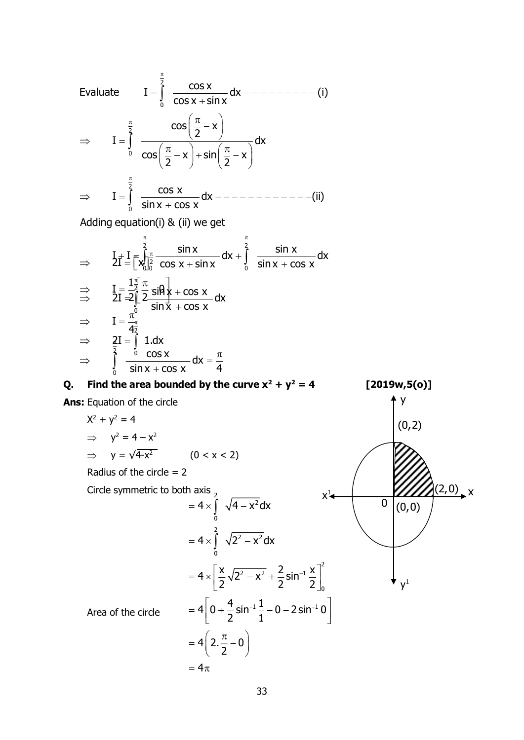Evaluate $\quad I = \int_0^{\frac{\pi}{2}} \frac{\cos x}{\cos x + \sin x} dx \text{ ---------- (i)}$

$$\Rightarrow \quad I = \int_0^{\frac{\pi}{2}} \frac{\cos\left(\frac{\pi}{2} - x\right)}{\cos\left(\frac{\pi}{2} - x\right) + \sin\left(\frac{\pi}{2} - x\right)} dx$$

$$\Rightarrow \quad I = \int_0^{\frac{\pi}{2}} \frac{\cos x}{\sin x + \cos x} dx \text{ ------------ (ii)}$$

Adding equation(i) & (ii) we get

$$\Rightarrow \quad I + I = \int_0^{\frac{\pi}{2}} \frac{\sin x}{\cos x + \sin x} dx + \int_0^{\frac{\pi}{2}} \frac{\sin x}{\sin x + \cos x} dx$$

$$\Rightarrow \quad 2I = \int_0^{\frac{\pi}{2}} \frac{\sin x + \cos x}{\sin x + \cos x} dx$$

$$\Rightarrow \quad 2I = \int_0^{\frac{\pi}{2}} 1.dx$$

$$\Rightarrow \quad 2I = \left[x\right]_0^{\frac{\pi}{2}}$$

$$\Rightarrow \quad I = \frac{1}{2}\left[\frac{\pi}{2} - 0\right]$$

$$\Rightarrow \quad I = \frac{\pi}{4}$$

$$\Rightarrow \quad \int_0^{\frac{\pi}{2}} \frac{\cos x}{\sin x + \cos x} dx = \frac{\pi}{4}$$

**Q. Find the area bounded by the curve $x^2 + y^2 = 4$ [2019w,5(o)]**

**Ans:** Equation of the circle

$X^2 + y^2 = 4$

$\Rightarrow \quad y^2 = 4 - x^2$

$\Rightarrow \quad y = \sqrt{4 - x^2} \qquad (0 < x < 2)$

Radius of the circle = 2

Circle symmetric to both axis

$$= 4 \times \int_0^2 \sqrt{4 - x^2} dx$$

$$= 4 \times \int_0^2 \sqrt{2^2 - x^2} dx$$

$$= 4 \times \left[\frac{x}{2}\sqrt{2^2 - x^2} + \frac{2}{2}\sin^{-1}\frac{x}{2}\right]_0^2$$

Area of the circle $= 4\left[0 + \frac{4}{2}\sin^{-1}\frac{1}{1} - 0 - 2\sin^{-1} 0\right]$

$$= 4\left(2.\frac{\pi}{2} - 0\right)$$

$$= 4\pi$$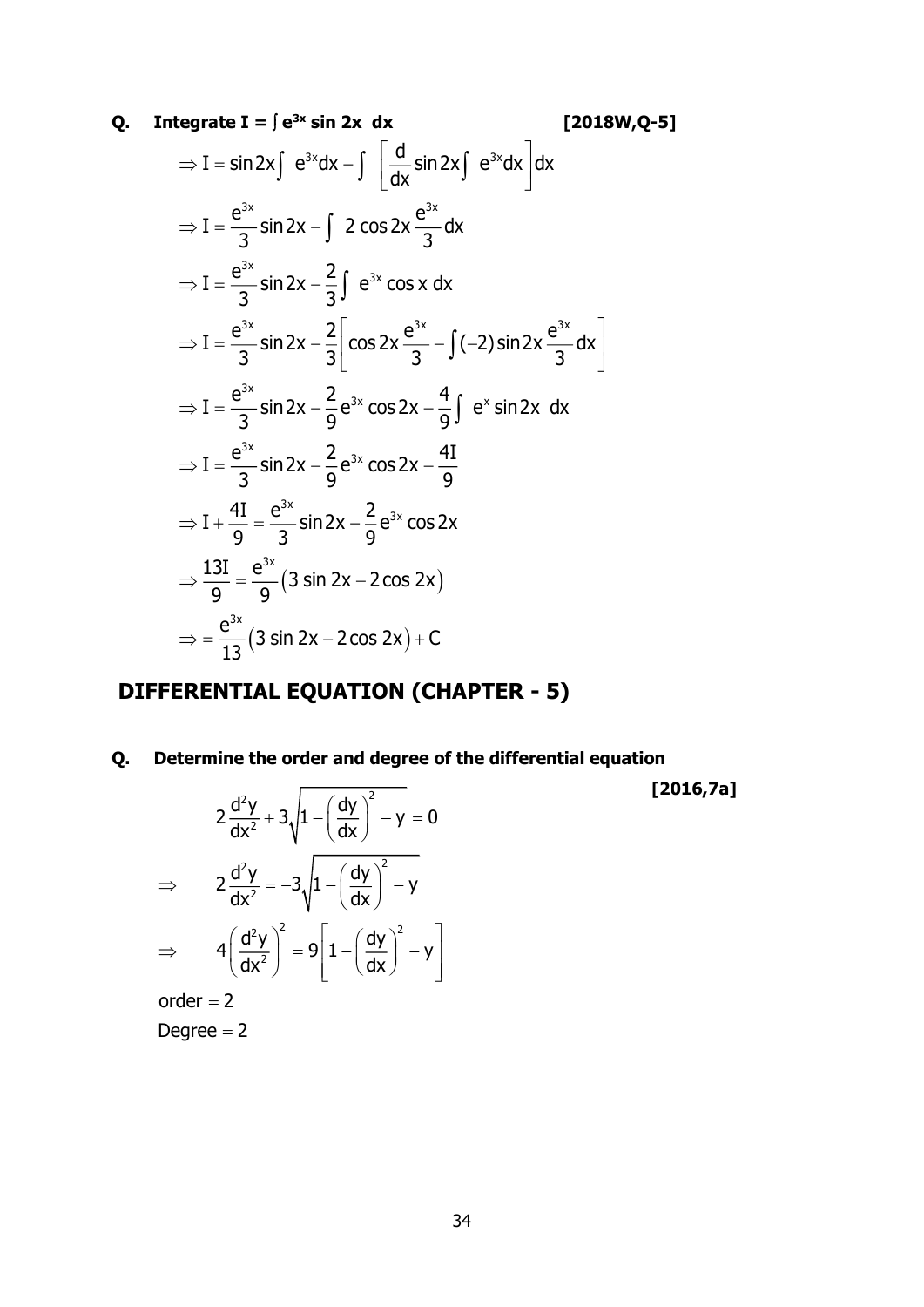**Q. Integrate I = ∫ $e^{3x}$ sin 2x dx** **[2018W,Q-5]**

$$\Rightarrow I = \sin 2x \int e^{3x}dx - \int \left[\frac{d}{dx}\sin 2x \int e^{3x}dx\right]dx$$

$$\Rightarrow I = \frac{e^{3x}}{3}\sin 2x - \int 2\cos 2x \frac{e^{3x}}{3}dx$$

$$\Rightarrow I = \frac{e^{3x}}{3}\sin 2x - \frac{2}{3}\int e^{3x}\cos x\, dx$$

$$\Rightarrow I = \frac{e^{3x}}{3}\sin 2x - \frac{2}{3}\left[\cos 2x \frac{e^{3x}}{3} - \int (-2)\sin 2x \frac{e^{3x}}{3}dx\right]$$

$$\Rightarrow I = \frac{e^{3x}}{3}\sin 2x - \frac{2}{9}e^{3x}\cos 2x - \frac{4}{9}\int e^{x}\sin 2x\, dx$$

$$\Rightarrow I = \frac{e^{3x}}{3}\sin 2x - \frac{2}{9}e^{3x}\cos 2x - \frac{4I}{9}$$

$$\Rightarrow I + \frac{4I}{9} = \frac{e^{3x}}{3}\sin 2x - \frac{2}{9}e^{3x}\cos 2x$$

$$\Rightarrow \frac{13I}{9} = \frac{e^{3x}}{9}(3\sin 2x - 2\cos 2x)$$

$$\Rightarrow = \frac{e^{3x}}{13}(3\sin 2x - 2\cos 2x) + C$$

## DIFFERENTIAL EQUATION (CHAPTER - 5)

**Q. Determine the order and degree of the differential equation** **[2016,7a]**

$$2\frac{d^2y}{dx^2} + 3\sqrt{1 - \left(\frac{dy}{dx}\right)^2 - y} = 0$$

$$\Rightarrow \quad 2\frac{d^2y}{dx^2} = -3\sqrt{1 - \left(\frac{dy}{dx}\right)^2 - y}$$

$$\Rightarrow \quad 4\left(\frac{d^2y}{dx^2}\right)^2 = 9\left[1 - \left(\frac{dy}{dx}\right)^2 - y\right]$$

order = 2

Degree = 2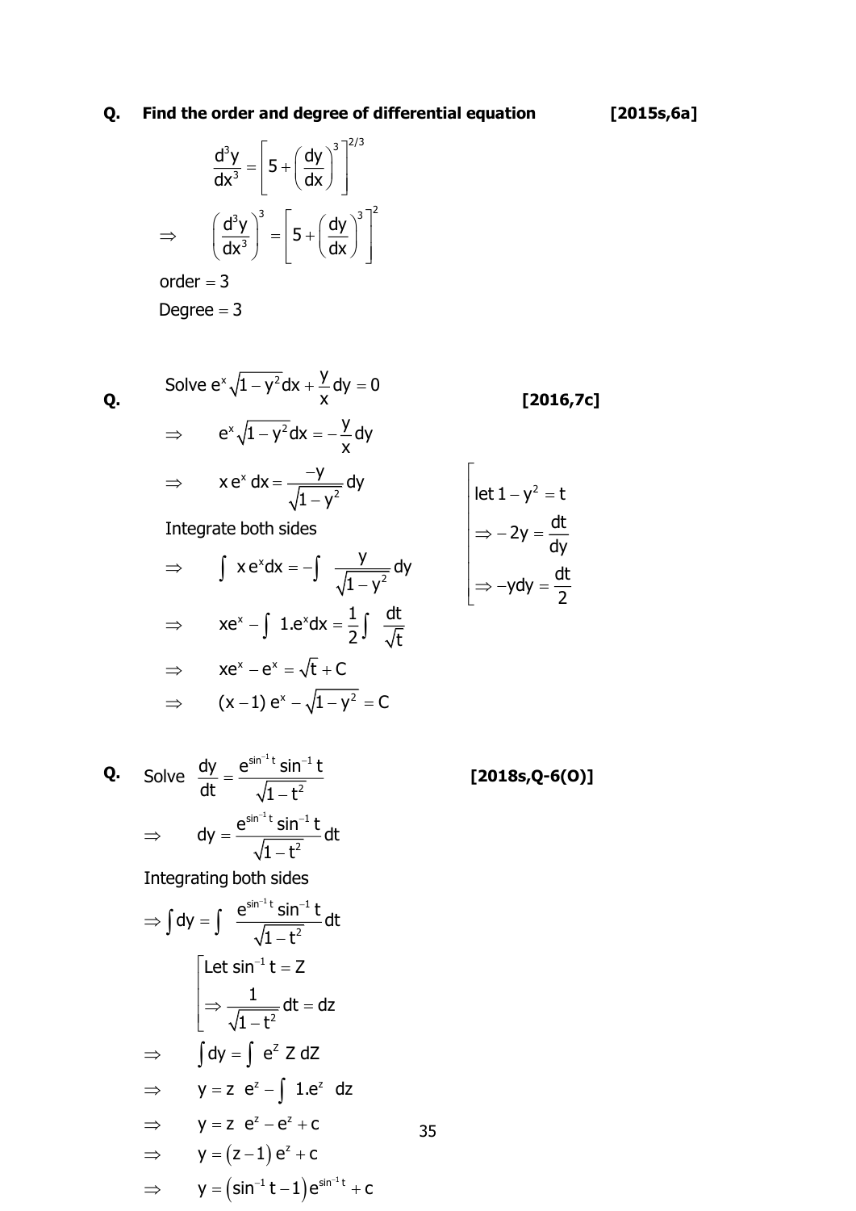**Q. Find the order and degree of differential equation** **[2015s,6a]**

$$\frac{d^3y}{dx^3} = \left[5 + \left(\frac{dy}{dx}\right)^3\right]^{2/3}$$

$$\Rightarrow \quad \left(\frac{d^3y}{dx^3}\right)^3 = \left[5 + \left(\frac{dy}{dx}\right)^3\right]^2$$

order $= 3$

Degree $= 3$

**Q.** Solve $e^x\sqrt{1-y^2}\,dx + \frac{y}{x}dy = 0$ **[2016,7c]**

$$\Rightarrow \quad e^x\sqrt{1-y^2}\,dx = -\frac{y}{x}dy$$

$$\Rightarrow \quad x\,e^x\,dx = \frac{-y}{\sqrt{1-y^2}}dy$$

$$\left[\begin{aligned} &\text{let } 1-y^2 = t \\ &\Rightarrow -2y = \frac{dt}{dy} \\ &\Rightarrow -ydy = \frac{dt}{2} \end{aligned}\right.$$

Integrate both sides

$$\Rightarrow \quad \int x\,e^x dx = -\int \frac{y}{\sqrt{1-y^2}}dy$$

$$\Rightarrow \quad xe^x - \int 1.e^x dx = \frac{1}{2}\int \frac{dt}{\sqrt{t}}$$

$$\Rightarrow \quad xe^x - e^x = \sqrt{t} + C$$

$$\Rightarrow \quad (x-1)\,e^x - \sqrt{1-y^2} = C$$

**Q.** Solve $\frac{dy}{dt} = \frac{e^{\sin^{-1}t}\sin^{-1}t}{\sqrt{1-t^2}}$ **[2018s,Q-6(O)]**

$$\Rightarrow \quad dy = \frac{e^{\sin^{-1}t}\sin^{-1}t}{\sqrt{1-t^2}}dt$$

Integrating both sides

$$\Rightarrow \int dy = \int \frac{e^{\sin^{-1}t}\sin^{-1}t}{\sqrt{1-t^2}}dt$$

$$\left[\begin{aligned} &\text{Let } \sin^{-1}t = Z \\ &\Rightarrow \frac{1}{\sqrt{1-t^2}}dt = dz \end{aligned}\right.$$

$$\Rightarrow \quad \int dy = \int e^Z\,Z\,dZ$$

$$\Rightarrow \quad y = z\;e^z - \int 1.e^z\;dz$$

$$\Rightarrow \quad y = z\;e^z - e^z + c$$

$$\Rightarrow \quad y = (z-1)\,e^z + c$$

$$\Rightarrow \quad y = \left(\sin^{-1}t - 1\right)e^{\sin^{-1}t} + c$$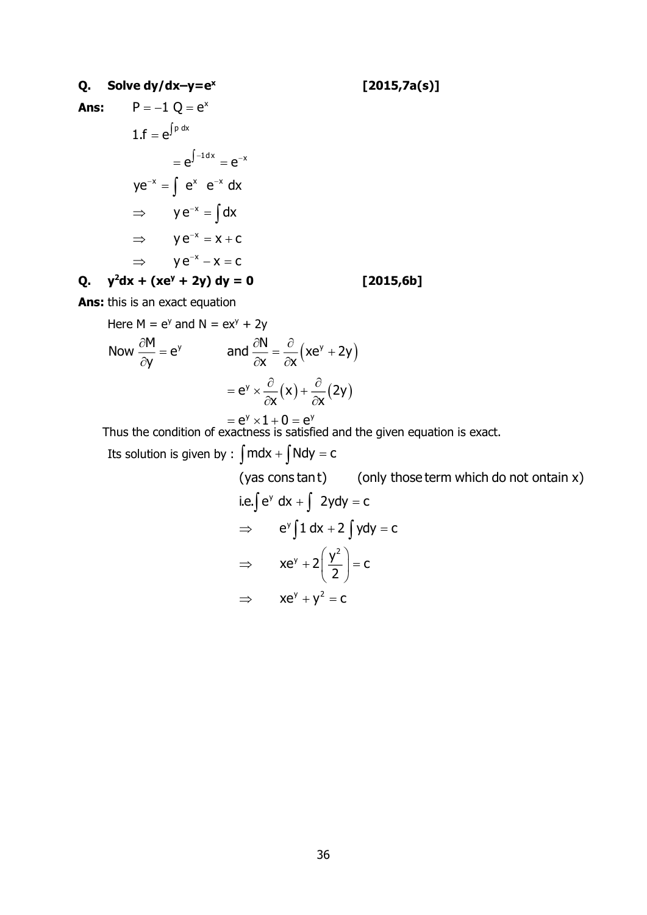**Q. Solve dy/dx–y=$e^x$** **[2015,7a(s)]**

**Ans:** $P = -1 \; Q = e^x$

$$1.f = e^{\int p\,dx}$$

$$= e^{\int -1 dx} = e^{-x}$$

$$ye^{-x} = \int e^x \; e^{-x} \, dx$$

$$\Rightarrow \quad y\,e^{-x} = \int dx$$

$$\Rightarrow \quad y\,e^{-x} = x + c$$

$$\Rightarrow \quad y\,e^{-x} - x = c$$

**Q. $y^2dx + (xe^y + 2y)\,dy = 0$** **[2015,6b]**

**Ans:** this is an exact equation

Here M = $e^y$ and N = $ex^y$ + 2y

$$\text{Now } \frac{\partial M}{\partial y} = e^y \qquad \text{and } \frac{\partial N}{\partial x} = \frac{\partial}{\partial x}\left(xe^y + 2y\right)$$

$$= e^y \times \frac{\partial}{\partial x}(x) + \frac{\partial}{\partial x}(2y)$$

$$= e^y \times 1 + 0 = e^y$$

Thus the condition of exactness is satisfied and the given equation is exact.

Its solution is given by : $\int m dx + \int N dy = c$

(yas constant) (only those term which do not ontain x)

$$\text{i.e.} \int e^y \; dx + \int \; 2y dy = c$$

$$\Rightarrow \quad e^y \int 1 \; dx + 2 \int y dy = c$$

$$\Rightarrow \quad xe^y + 2\left(\frac{y^2}{2}\right) = c$$

$$\Rightarrow \quad xe^y + y^2 = c$$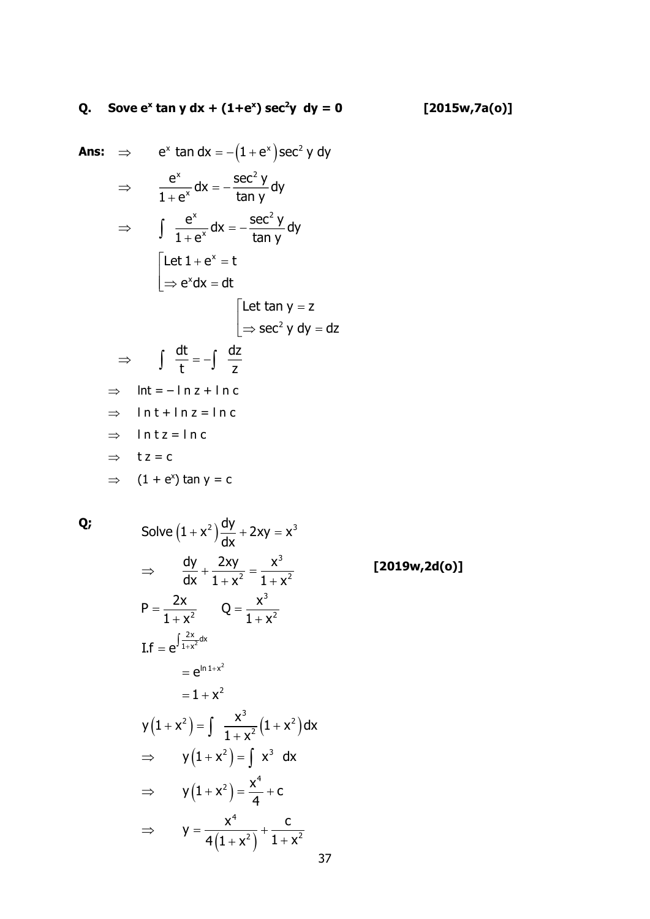**Q. Sove $e^x$ tan y dx + (1+$e^x$) sec$^2$y dy = 0** **[2015w,7a(o)]**

**Ans:**

$$\Rightarrow \quad e^x \tan dx = -\left(1+e^x\right)\sec^2 y\, dy$$

$$\Rightarrow \quad \frac{e^x}{1+e^x}dx = -\frac{\sec^2 y}{\tan y}dy$$

$$\Rightarrow \quad \int \frac{e^x}{1+e^x}dx = -\frac{\sec^2 y}{\tan y}dy$$

$$\left[\begin{aligned} &\text{Let } 1+e^x = t \\ &\Rightarrow e^x dx = dt \end{aligned}\right.$$

$$\left[\begin{aligned} &\text{Let } \tan y = z \\ &\Rightarrow \sec^2 y\, dy = dz \end{aligned}\right.$$

$$\Rightarrow \quad \int \frac{dt}{t} = -\int \frac{dz}{z}$$

$\Rightarrow$ $\ln t = -\ln z + \ln c$

$\Rightarrow$ $\ln t + \ln z = \ln c$

$\Rightarrow$ $\ln tz = \ln c$

$\Rightarrow$ $tz = c$

$\Rightarrow$ $(1 + e^x)\tan y = c$

**Q;**

$$\text{Solve } \left(1+x^2\right)\frac{dy}{dx} + 2xy = x^3$$

$$\Rightarrow \quad \frac{dy}{dx} + \frac{2xy}{1+x^2} = \frac{x^3}{1+x^2}$$ **[2019w,2d(o)]**

$$P = \frac{2x}{1+x^2} \qquad Q = \frac{x^3}{1+x^2}$$

$$\text{I.f} = e^{\int \frac{2x}{1+x^2}dx}$$

$$= e^{\ln 1+x^2}$$

$$= 1+x^2$$

$$y\left(1+x^2\right) = \int \frac{x^3}{1+x^2}\left(1+x^2\right)dx$$

$$\Rightarrow \quad y\left(1+x^2\right) = \int x^3\, dx$$

$$\Rightarrow \quad y\left(1+x^2\right) = \frac{x^4}{4} + c$$

$$\Rightarrow \quad y = \frac{x^4}{4\left(1+x^2\right)} + \frac{c}{1+x^2}$$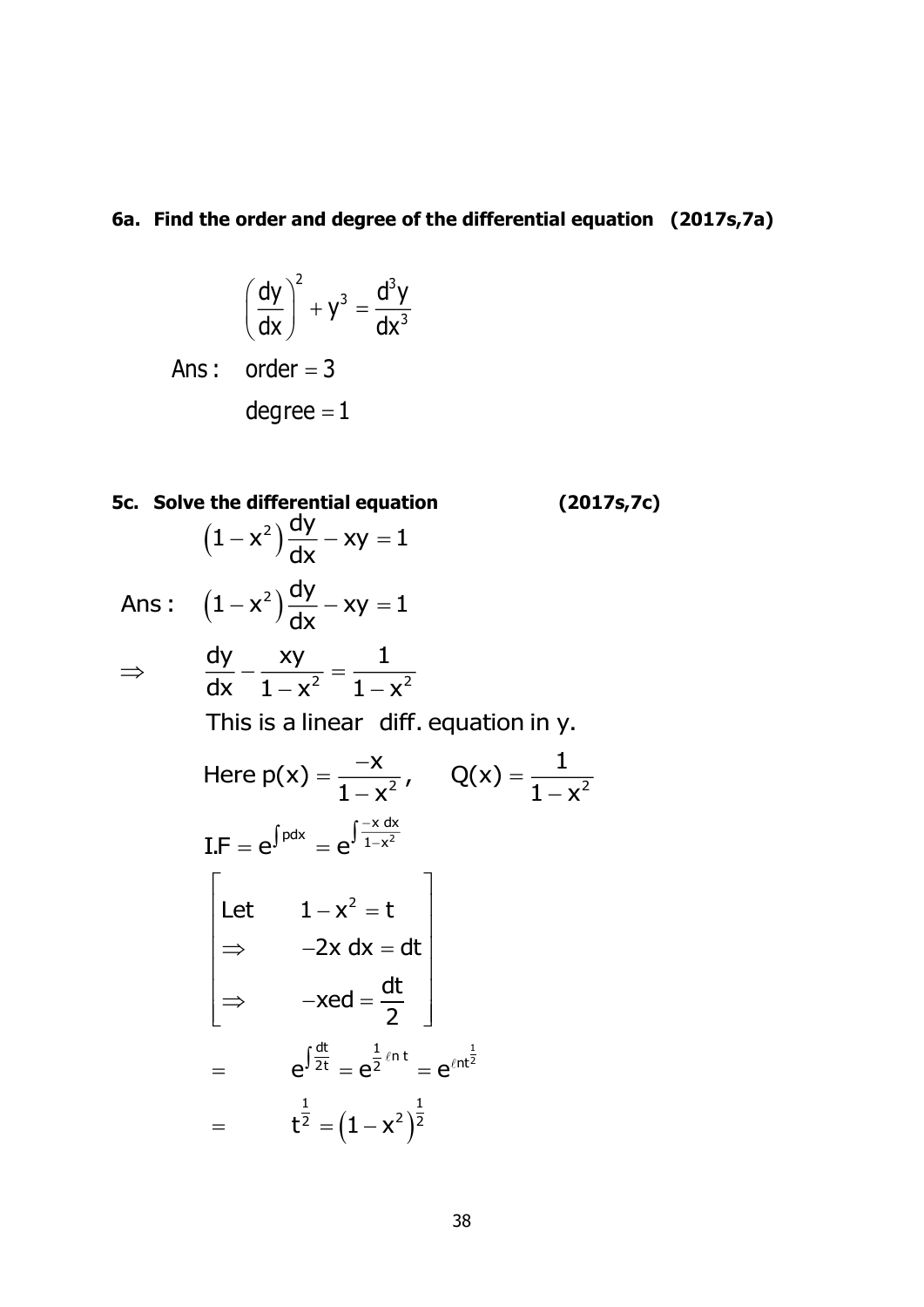**6a. Find the order and degree of the differential equation (2017s,7a)**

$$\left(\frac{dy}{dx}\right)^2 + y^3 = \frac{d^3y}{dx^3}$$

$$\text{Ans:} \quad \text{order} = 3$$

$$\text{degree} = 1$$

**5c. Solve the differential equation (2017s,7c)**

$$\left(1-x^2\right)\frac{dy}{dx} - xy = 1$$

$$\text{Ans:} \quad \left(1-x^2\right)\frac{dy}{dx} - xy = 1$$

$$\Rightarrow \quad \frac{dy}{dx} - \frac{xy}{1-x^2} = \frac{1}{1-x^2}$$

This is a linear diff. equation in y.

$$\text{Here } p(x) = \frac{-x}{1-x^2}, \qquad Q(x) = \frac{1}{1-x^2}$$

$$\text{I.F} = e^{\int p dx} = e^{\int \frac{-x\,dx}{1-x^2}}$$

$$\left[\begin{array}{ll} \text{Let} & 1-x^2 = t \\ \Rightarrow & -2x\,dx = dt \\ \Rightarrow & -xed = \frac{dt}{2} \end{array}\right]$$

$$= \quad e^{\int \frac{dt}{2t}} = e^{\frac{1}{2}\ell n\, t} = e^{\ell n t^{\frac{1}{2}}}$$

$$= \quad t^{\frac{1}{2}} = \left(1-x^2\right)^{\frac{1}{2}}$$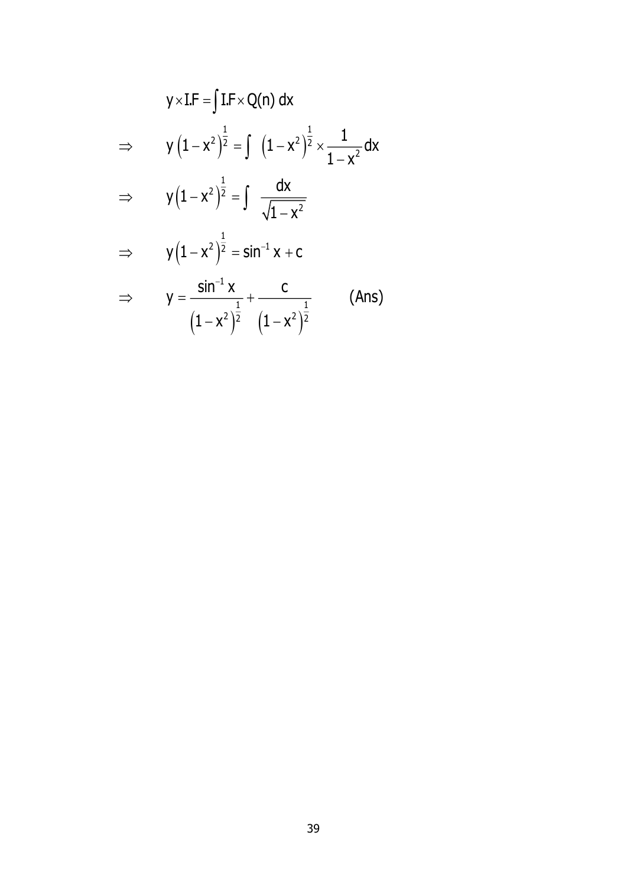$$y \times \text{I.F} = \int \text{I.F} \times Q(n)\, dx$$

$$\Rightarrow \quad y\left(1-x^2\right)^{\frac{1}{2}} = \int \left(1-x^2\right)^{\frac{1}{2}} \times \frac{1}{1-x^2} dx$$

$$\Rightarrow \quad y\left(1-x^2\right)^{\frac{1}{2}} = \int \frac{dx}{\sqrt{1-x^2}}$$

$$\Rightarrow \quad y\left(1-x^2\right)^{\frac{1}{2}} = \sin^{-1} x + c$$

$$\Rightarrow \quad y = \frac{\sin^{-1} x}{\left(1-x^2\right)^{\frac{1}{2}}} + \frac{c}{\left(1-x^2\right)^{\frac{1}{2}}} \qquad \text{(Ans)}$$